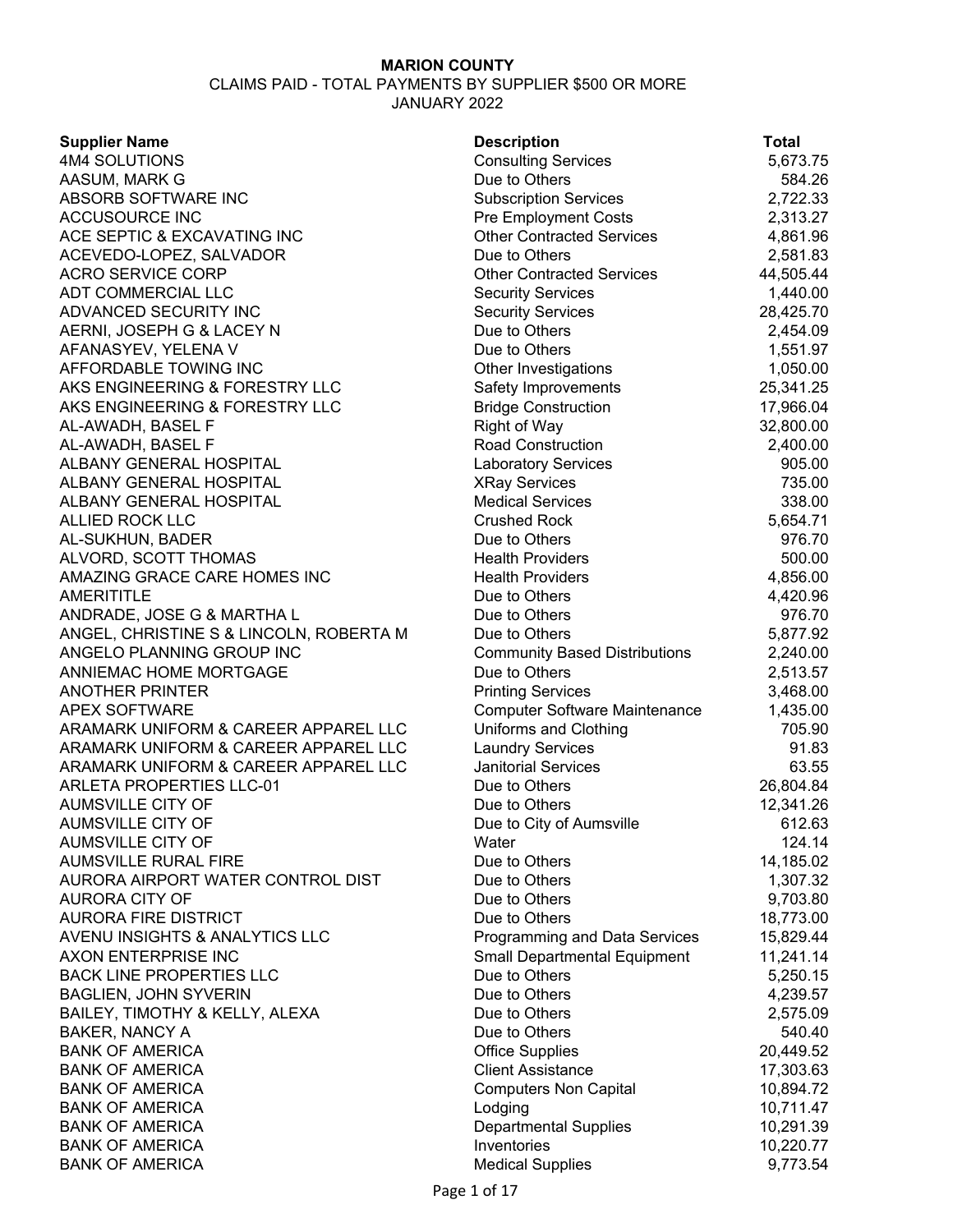# MARION COUNTY

CLAIMS PAID - TOTAL PAYMENTS BY SUPPLIER $500 OR MORE

JANUARY 2022

| Supplier Name | Description | Total |
|---|---|---|
| 4M4 SOLUTIONS | Consulting Services | 5,673.75 |
| AASUM, MARK G | Due to Others | 584.26 |
| ABSORB SOFTWARE INC | Subscription Services | 2,722.33 |
| ACCUSOURCE INC | Pre Employment Costs | 2,313.27 |
| ACE SEPTIC & EXCAVATING INC | Other Contracted Services | 4,861.96 |
| ACEVEDO-LOPEZ, SALVADOR | Due to Others | 2,581.83 |
| ACRO SERVICE CORP | Other Contracted Services | 44,505.44 |
| ADT COMMERCIAL LLC | Security Services | 1,440.00 |
| ADVANCED SECURITY INC | Security Services | 28,425.70 |
| AERNI, JOSEPH G & LACEY N | Due to Others | 2,454.09 |
| AFANASYEV, YELENA V | Due to Others | 1,551.97 |
| AFFORDABLE TOWING INC | Other Investigations | 1,050.00 |
| AKS ENGINEERING & FORESTRY LLC | Safety Improvements | 25,341.25 |
| AKS ENGINEERING & FORESTRY LLC | Bridge Construction | 17,966.04 |
| AL-AWADH, BASEL F | Right of Way | 32,800.00 |
| AL-AWADH, BASEL F | Road Construction | 2,400.00 |
| ALBANY GENERAL HOSPITAL | Laboratory Services | 905.00 |
| ALBANY GENERAL HOSPITAL | XRay Services | 735.00 |
| ALBANY GENERAL HOSPITAL | Medical Services | 338.00 |
| ALLIED ROCK LLC | Crushed Rock | 5,654.71 |
| AL-SUKHUN, BADER | Due to Others | 976.70 |
| ALVORD, SCOTT THOMAS | Health Providers | 500.00 |
| AMAZING GRACE CARE HOMES INC | Health Providers | 4,856.00 |
| AMERITITLE | Due to Others | 4,420.96 |
| ANDRADE, JOSE G & MARTHA L | Due to Others | 976.70 |
| ANGEL, CHRISTINE S & LINCOLN, ROBERTA M | Due to Others | 5,877.92 |
| ANGELO PLANNING GROUP INC | Community Based Distributions | 2,240.00 |
| ANNIEMAC HOME MORTGAGE | Due to Others | 2,513.57 |
| ANOTHER PRINTER | Printing Services | 3,468.00 |
| APEX SOFTWARE | Computer Software Maintenance | 1,435.00 |
| ARAMARK UNIFORM & CAREER APPAREL LLC | Uniforms and Clothing | 705.90 |
| ARAMARK UNIFORM & CAREER APPAREL LLC | Laundry Services | 91.83 |
| ARAMARK UNIFORM & CAREER APPAREL LLC | Janitorial Services | 63.55 |
| ARLETA PROPERTIES LLC-01 | Due to Others | 26,804.84 |
| AUMSVILLE CITY OF | Due to Others | 12,341.26 |
| AUMSVILLE CITY OF | Due to City of Aumsville | 612.63 |
| AUMSVILLE CITY OF | Water | 124.14 |
| AUMSVILLE RURAL FIRE | Due to Others | 14,185.02 |
| AURORA AIRPORT WATER CONTROL DIST | Due to Others | 1,307.32 |
| AURORA CITY OF | Due to Others | 9,703.80 |
| AURORA FIRE DISTRICT | Due to Others | 18,773.00 |
| AVENU INSIGHTS & ANALYTICS LLC | Programming and Data Services | 15,829.44 |
| AXON ENTERPRISE INC | Small Departmental Equipment | 11,241.14 |
| BACK LINE PROPERTIES LLC | Due to Others | 5,250.15 |
| BAGLIEN, JOHN SYVERIN | Due to Others | 4,239.57 |
| BAILEY, TIMOTHY & KELLY, ALEXA | Due to Others | 2,575.09 |
| BAKER, NANCY A | Due to Others | 540.40 |
| BANK OF AMERICA | Office Supplies | 20,449.52 |
| BANK OF AMERICA | Client Assistance | 17,303.63 |
| BANK OF AMERICA | Computers Non Capital | 10,894.72 |
| BANK OF AMERICA | Lodging | 10,711.47 |
| BANK OF AMERICA | Departmental Supplies | 10,291.39 |
| BANK OF AMERICA | Inventories | 10,220.77 |
| BANK OF AMERICA | Medical Supplies | 9,773.54 |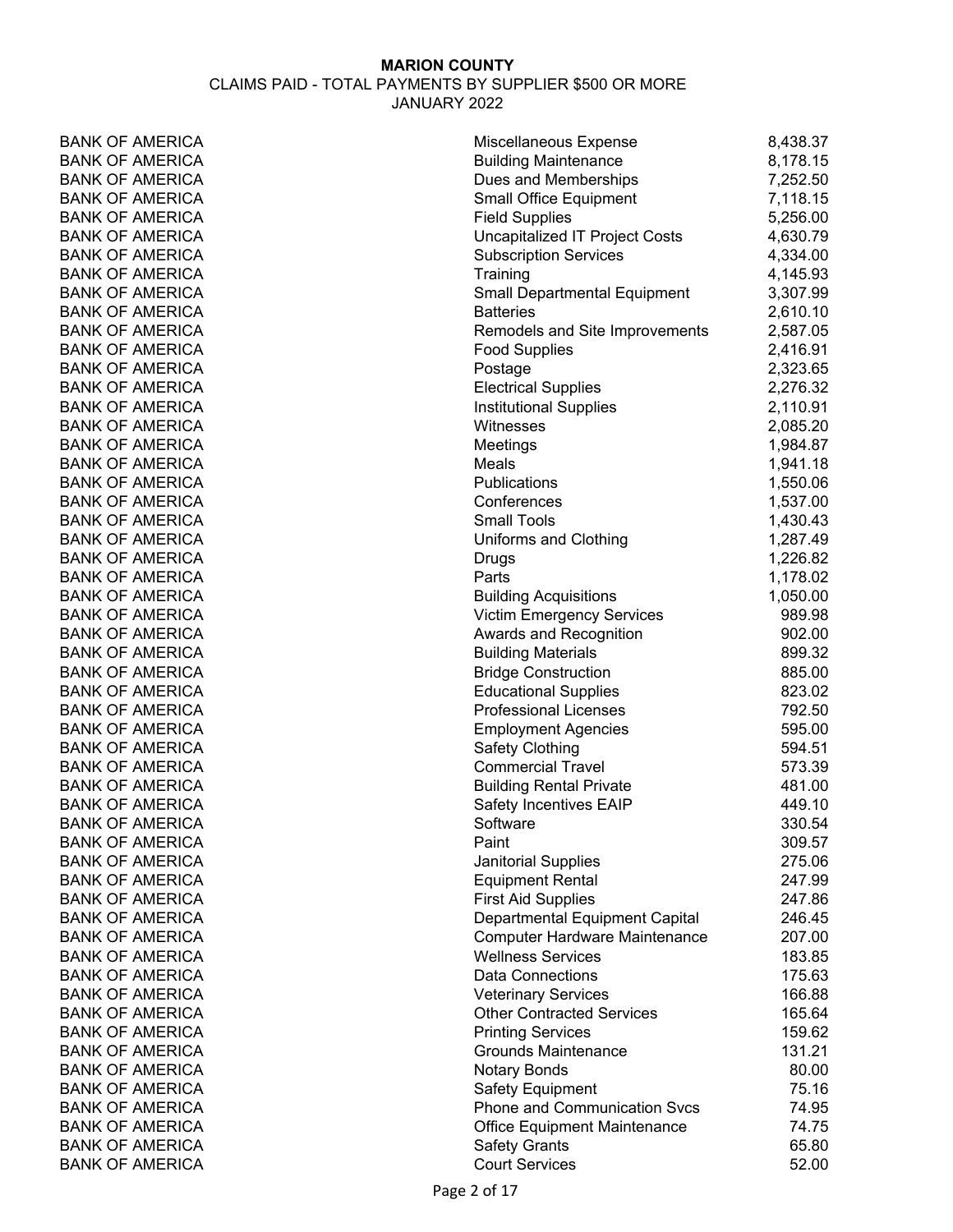**MARION COUNTY**

CLAIMS PAID - TOTAL PAYMENTS BY SUPPLIER $500 OR MORE

JANUARY 2022

| | | |
|---|---|---|
| BANK OF AMERICA | Miscellaneous Expense | 8,438.37 |
| BANK OF AMERICA | Building Maintenance | 8,178.15 |
| BANK OF AMERICA | Dues and Memberships | 7,252.50 |
| BANK OF AMERICA | Small Office Equipment | 7,118.15 |
| BANK OF AMERICA | Field Supplies | 5,256.00 |
| BANK OF AMERICA | Uncapitalized IT Project Costs | 4,630.79 |
| BANK OF AMERICA | Subscription Services | 4,334.00 |
| BANK OF AMERICA | Training | 4,145.93 |
| BANK OF AMERICA | Small Departmental Equipment | 3,307.99 |
| BANK OF AMERICA | Batteries | 2,610.10 |
| BANK OF AMERICA | Remodels and Site Improvements | 2,587.05 |
| BANK OF AMERICA | Food Supplies | 2,416.91 |
| BANK OF AMERICA | Postage | 2,323.65 |
| BANK OF AMERICA | Electrical Supplies | 2,276.32 |
| BANK OF AMERICA | Institutional Supplies | 2,110.91 |
| BANK OF AMERICA | Witnesses | 2,085.20 |
| BANK OF AMERICA | Meetings | 1,984.87 |
| BANK OF AMERICA | Meals | 1,941.18 |
| BANK OF AMERICA | Publications | 1,550.06 |
| BANK OF AMERICA | Conferences | 1,537.00 |
| BANK OF AMERICA | Small Tools | 1,430.43 |
| BANK OF AMERICA | Uniforms and Clothing | 1,287.49 |
| BANK OF AMERICA | Drugs | 1,226.82 |
| BANK OF AMERICA | Parts | 1,178.02 |
| BANK OF AMERICA | Building Acquisitions | 1,050.00 |
| BANK OF AMERICA | Victim Emergency Services | 989.98 |
| BANK OF AMERICA | Awards and Recognition | 902.00 |
| BANK OF AMERICA | Building Materials | 899.32 |
| BANK OF AMERICA | Bridge Construction | 885.00 |
| BANK OF AMERICA | Educational Supplies | 823.02 |
| BANK OF AMERICA | Professional Licenses | 792.50 |
| BANK OF AMERICA | Employment Agencies | 595.00 |
| BANK OF AMERICA | Safety Clothing | 594.51 |
| BANK OF AMERICA | Commercial Travel | 573.39 |
| BANK OF AMERICA | Building Rental Private | 481.00 |
| BANK OF AMERICA | Safety Incentives EAIP | 449.10 |
| BANK OF AMERICA | Software | 330.54 |
| BANK OF AMERICA | Paint | 309.57 |
| BANK OF AMERICA | Janitorial Supplies | 275.06 |
| BANK OF AMERICA | Equipment Rental | 247.99 |
| BANK OF AMERICA | First Aid Supplies | 247.86 |
| BANK OF AMERICA | Departmental Equipment Capital | 246.45 |
| BANK OF AMERICA | Computer Hardware Maintenance | 207.00 |
| BANK OF AMERICA | Wellness Services | 183.85 |
| BANK OF AMERICA | Data Connections | 175.63 |
| BANK OF AMERICA | Veterinary Services | 166.88 |
| BANK OF AMERICA | Other Contracted Services | 165.64 |
| BANK OF AMERICA | Printing Services | 159.62 |
| BANK OF AMERICA | Grounds Maintenance | 131.21 |
| BANK OF AMERICA | Notary Bonds | 80.00 |
| BANK OF AMERICA | Safety Equipment | 75.16 |
| BANK OF AMERICA | Phone and Communication Svcs | 74.95 |
| BANK OF AMERICA | Office Equipment Maintenance | 74.75 |
| BANK OF AMERICA | Safety Grants | 65.80 |
| BANK OF AMERICA | Court Services | 52.00 |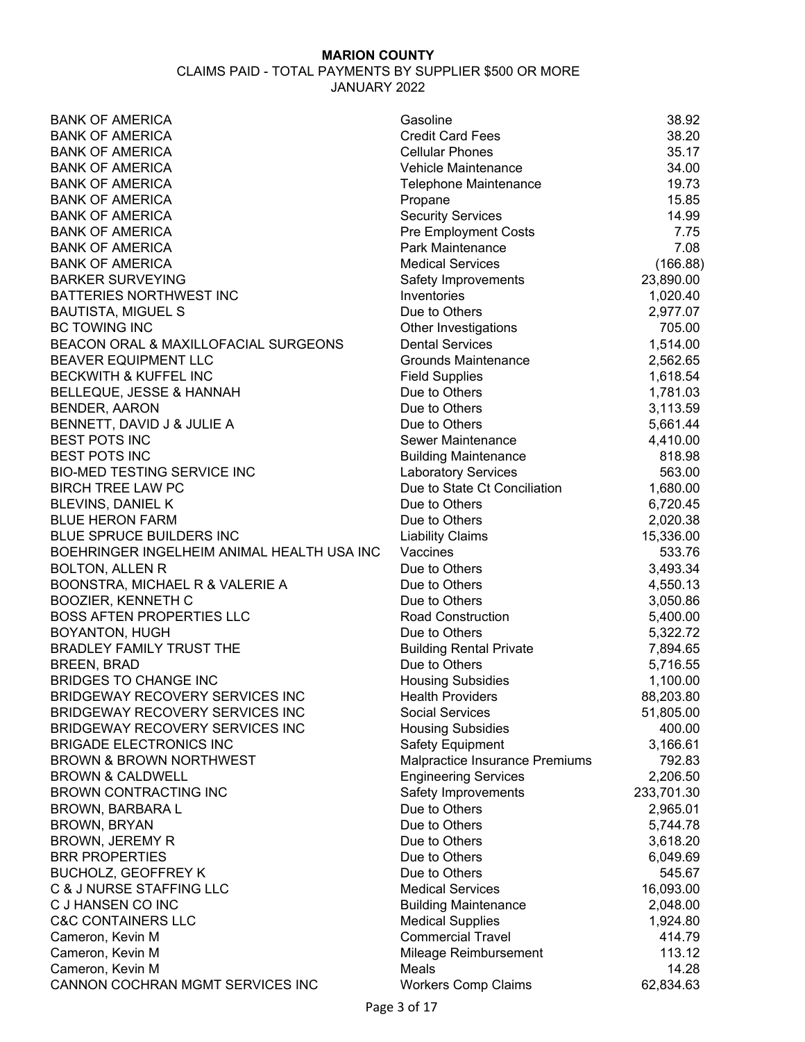**MARION COUNTY**

CLAIMS PAID - TOTAL PAYMENTS BY SUPPLIER $500 OR MORE

JANUARY 2022

| Supplier | Description | Amount |
|---|---|---|
| BANK OF AMERICA | Gasoline | 38.92 |
| BANK OF AMERICA | Credit Card Fees | 38.20 |
| BANK OF AMERICA | Cellular Phones | 35.17 |
| BANK OF AMERICA | Vehicle Maintenance | 34.00 |
| BANK OF AMERICA | Telephone Maintenance | 19.73 |
| BANK OF AMERICA | Propane | 15.85 |
| BANK OF AMERICA | Security Services | 14.99 |
| BANK OF AMERICA | Pre Employment Costs | 7.75 |
| BANK OF AMERICA | Park Maintenance | 7.08 |
| BANK OF AMERICA | Medical Services | (166.88) |
| BARKER SURVEYING | Safety Improvements | 23,890.00 |
| BATTERIES NORTHWEST INC | Inventories | 1,020.40 |
| BAUTISTA, MIGUEL S | Due to Others | 2,977.07 |
| BC TOWING INC | Other Investigations | 705.00 |
| BEACON ORAL & MAXILLOFACIAL SURGEONS | Dental Services | 1,514.00 |
| BEAVER EQUIPMENT LLC | Grounds Maintenance | 2,562.65 |
| BECKWITH & KUFFEL INC | Field Supplies | 1,618.54 |
| BELLEQUE, JESSE & HANNAH | Due to Others | 1,781.03 |
| BENDER, AARON | Due to Others | 3,113.59 |
| BENNETT, DAVID J & JULIE A | Due to Others | 5,661.44 |
| BEST POTS INC | Sewer Maintenance | 4,410.00 |
| BEST POTS INC | Building Maintenance | 818.98 |
| BIO-MED TESTING SERVICE INC | Laboratory Services | 563.00 |
| BIRCH TREE LAW PC | Due to State Ct Conciliation | 1,680.00 |
| BLEVINS, DANIEL K | Due to Others | 6,720.45 |
| BLUE HERON FARM | Due to Others | 2,020.38 |
| BLUE SPRUCE BUILDERS INC | Liability Claims | 15,336.00 |
| BOEHRINGER INGELHEIM ANIMAL HEALTH USA INC | Vaccines | 533.76 |
| BOLTON, ALLEN R | Due to Others | 3,493.34 |
| BOONSTRA, MICHAEL R & VALERIE A | Due to Others | 4,550.13 |
| BOOZIER, KENNETH C | Due to Others | 3,050.86 |
| BOSS AFTEN PROPERTIES LLC | Road Construction | 5,400.00 |
| BOYANTON, HUGH | Due to Others | 5,322.72 |
| BRADLEY FAMILY TRUST THE | Building Rental Private | 7,894.65 |
| BREEN, BRAD | Due to Others | 5,716.55 |
| BRIDGES TO CHANGE INC | Housing Subsidies | 1,100.00 |
| BRIDGEWAY RECOVERY SERVICES INC | Health Providers | 88,203.80 |
| BRIDGEWAY RECOVERY SERVICES INC | Social Services | 51,805.00 |
| BRIDGEWAY RECOVERY SERVICES INC | Housing Subsidies | 400.00 |
| BRIGADE ELECTRONICS INC | Safety Equipment | 3,166.61 |
| BROWN & BROWN NORTHWEST | Malpractice Insurance Premiums | 792.83 |
| BROWN & CALDWELL | Engineering Services | 2,206.50 |
| BROWN CONTRACTING INC | Safety Improvements | 233,701.30 |
| BROWN, BARBARA L | Due to Others | 2,965.01 |
| BROWN, BRYAN | Due to Others | 5,744.78 |
| BROWN, JEREMY R | Due to Others | 3,618.20 |
| BRR PROPERTIES | Due to Others | 6,049.69 |
| BUCHOLZ, GEOFFREY K | Due to Others | 545.67 |
| C & J NURSE STAFFING LLC | Medical Services | 16,093.00 |
| C J HANSEN CO INC | Building Maintenance | 2,048.00 |
| C&C CONTAINERS LLC | Medical Supplies | 1,924.80 |
| Cameron, Kevin M | Commercial Travel | 414.79 |
| Cameron, Kevin M | Mileage Reimbursement | 113.12 |
| Cameron, Kevin M | Meals | 14.28 |
| CANNON COCHRAN MGMT SERVICES INC | Workers Comp Claims | 62,834.63 |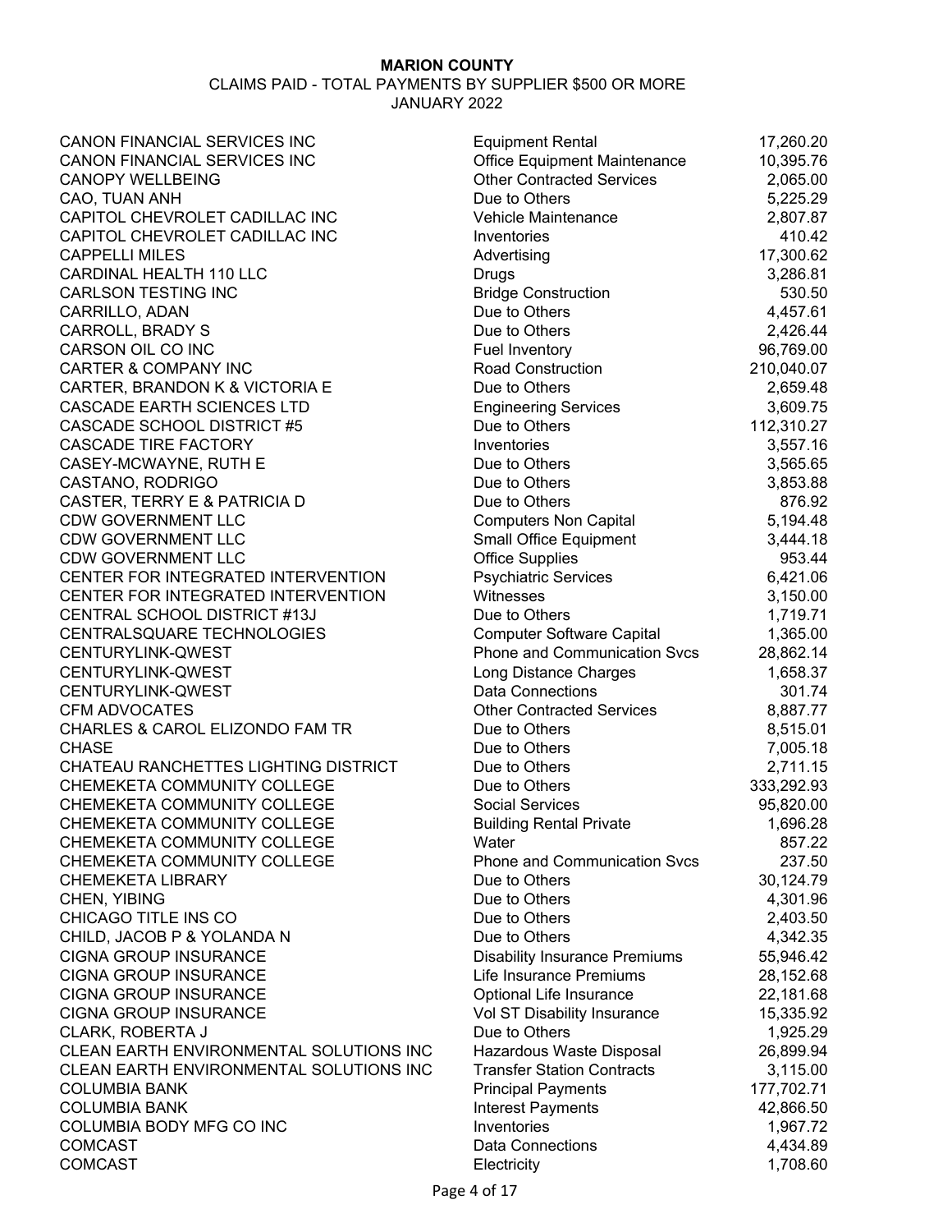**MARION COUNTY**

CLAIMS PAID - TOTAL PAYMENTS BY SUPPLIER $500 OR MORE

JANUARY 2022

| Supplier | Category | Amount |
|---|---|---|
| CANON FINANCIAL SERVICES INC | Equipment Rental | 17,260.20 |
| CANON FINANCIAL SERVICES INC | Office Equipment Maintenance | 10,395.76 |
| CANOPY WELLBEING | Other Contracted Services | 2,065.00 |
| CAO, TUAN ANH | Due to Others | 5,225.29 |
| CAPITOL CHEVROLET CADILLAC INC | Vehicle Maintenance | 2,807.87 |
| CAPITOL CHEVROLET CADILLAC INC | Inventories | 410.42 |
| CAPPELLI MILES | Advertising | 17,300.62 |
| CARDINAL HEALTH 110 LLC | Drugs | 3,286.81 |
| CARLSON TESTING INC | Bridge Construction | 530.50 |
| CARRILLO, ADAN | Due to Others | 4,457.61 |
| CARROLL, BRADY S | Due to Others | 2,426.44 |
| CARSON OIL CO INC | Fuel Inventory | 96,769.00 |
| CARTER & COMPANY INC | Road Construction | 210,040.07 |
| CARTER, BRANDON K & VICTORIA E | Due to Others | 2,659.48 |
| CASCADE EARTH SCIENCES LTD | Engineering Services | 3,609.75 |
| CASCADE SCHOOL DISTRICT #5 | Due to Others | 112,310.27 |
| CASCADE TIRE FACTORY | Inventories | 3,557.16 |
| CASEY-MCWAYNE, RUTH E | Due to Others | 3,565.65 |
| CASTANO, RODRIGO | Due to Others | 3,853.88 |
| CASTER, TERRY E & PATRICIA D | Due to Others | 876.92 |
| CDW GOVERNMENT LLC | Computers Non Capital | 5,194.48 |
| CDW GOVERNMENT LLC | Small Office Equipment | 3,444.18 |
| CDW GOVERNMENT LLC | Office Supplies | 953.44 |
| CENTER FOR INTEGRATED INTERVENTION | Psychiatric Services | 6,421.06 |
| CENTER FOR INTEGRATED INTERVENTION | Witnesses | 3,150.00 |
| CENTRAL SCHOOL DISTRICT #13J | Due to Others | 1,719.71 |
| CENTRALSQUARE TECHNOLOGIES | Computer Software Capital | 1,365.00 |
| CENTURYLINK-QWEST | Phone and Communication Svcs | 28,862.14 |
| CENTURYLINK-QWEST | Long Distance Charges | 1,658.37 |
| CENTURYLINK-QWEST | Data Connections | 301.74 |
| CFM ADVOCATES | Other Contracted Services | 8,887.77 |
| CHARLES & CAROL ELIZONDO FAM TR | Due to Others | 8,515.01 |
| CHASE | Due to Others | 7,005.18 |
| CHATEAU RANCHETTES LIGHTING DISTRICT | Due to Others | 2,711.15 |
| CHEMEKETA COMMUNITY COLLEGE | Due to Others | 333,292.93 |
| CHEMEKETA COMMUNITY COLLEGE | Social Services | 95,820.00 |
| CHEMEKETA COMMUNITY COLLEGE | Building Rental Private | 1,696.28 |
| CHEMEKETA COMMUNITY COLLEGE | Water | 857.22 |
| CHEMEKETA COMMUNITY COLLEGE | Phone and Communication Svcs | 237.50 |
| CHEMEKETA LIBRARY | Due to Others | 30,124.79 |
| CHEN, YIBING | Due to Others | 4,301.96 |
| CHICAGO TITLE INS CO | Due to Others | 2,403.50 |
| CHILD, JACOB P & YOLANDA N | Due to Others | 4,342.35 |
| CIGNA GROUP INSURANCE | Disability Insurance Premiums | 55,946.42 |
| CIGNA GROUP INSURANCE | Life Insurance Premiums | 28,152.68 |
| CIGNA GROUP INSURANCE | Optional Life Insurance | 22,181.68 |
| CIGNA GROUP INSURANCE | Vol ST Disability Insurance | 15,335.92 |
| CLARK, ROBERTA J | Due to Others | 1,925.29 |
| CLEAN EARTH ENVIRONMENTAL SOLUTIONS INC | Hazardous Waste Disposal | 26,899.94 |
| CLEAN EARTH ENVIRONMENTAL SOLUTIONS INC | Transfer Station Contracts | 3,115.00 |
| COLUMBIA BANK | Principal Payments | 177,702.71 |
| COLUMBIA BANK | Interest Payments | 42,866.50 |
| COLUMBIA BODY MFG CO INC | Inventories | 1,967.72 |
| COMCAST | Data Connections | 4,434.89 |
| COMCAST | Electricity | 1,708.60 |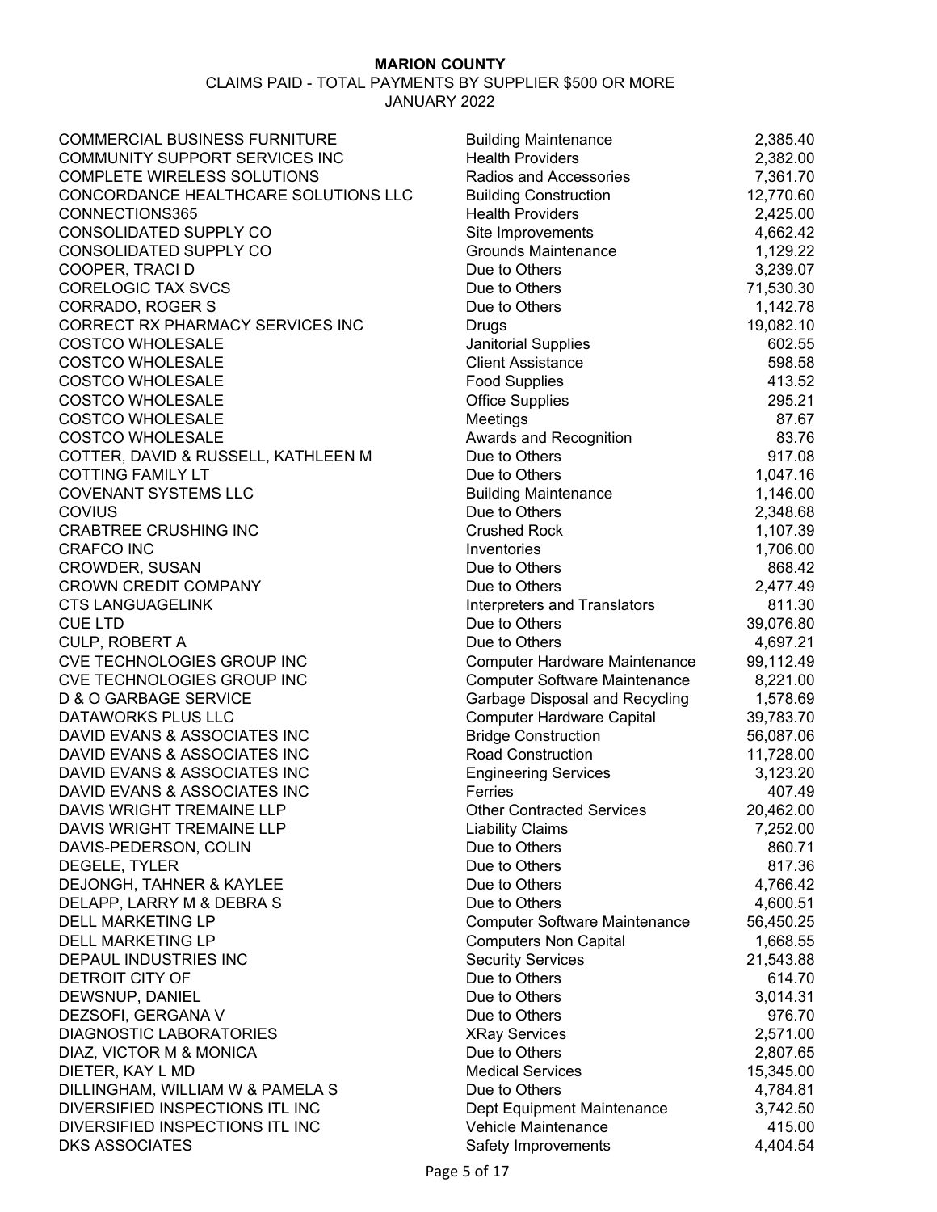**MARION COUNTY**

CLAIMS PAID - TOTAL PAYMENTS BY SUPPLIER $500 OR MORE

JANUARY 2022

| Supplier | Category | Amount |
|---|---|---|
| COMMERCIAL BUSINESS FURNITURE | Building Maintenance | 2,385.40 |
| COMMUNITY SUPPORT SERVICES INC | Health Providers | 2,382.00 |
| COMPLETE WIRELESS SOLUTIONS | Radios and Accessories | 7,361.70 |
| CONCORDANCE HEALTHCARE SOLUTIONS LLC | Building Construction | 12,770.60 |
| CONNECTIONS365 | Health Providers | 2,425.00 |
| CONSOLIDATED SUPPLY CO | Site Improvements | 4,662.42 |
| CONSOLIDATED SUPPLY CO | Grounds Maintenance | 1,129.22 |
| COOPER, TRACI D | Due to Others | 3,239.07 |
| CORELOGIC TAX SVCS | Due to Others | 71,530.30 |
| CORRADO, ROGER S | Due to Others | 1,142.78 |
| CORRECT RX PHARMACY SERVICES INC | Drugs | 19,082.10 |
| COSTCO WHOLESALE | Janitorial Supplies | 602.55 |
| COSTCO WHOLESALE | Client Assistance | 598.58 |
| COSTCO WHOLESALE | Food Supplies | 413.52 |
| COSTCO WHOLESALE | Office Supplies | 295.21 |
| COSTCO WHOLESALE | Meetings | 87.67 |
| COSTCO WHOLESALE | Awards and Recognition | 83.76 |
| COTTER, DAVID & RUSSELL, KATHLEEN M | Due to Others | 917.08 |
| COTTING FAMILY LT | Due to Others | 1,047.16 |
| COVENANT SYSTEMS LLC | Building Maintenance | 1,146.00 |
| COVIUS | Due to Others | 2,348.68 |
| CRABTREE CRUSHING INC | Crushed Rock | 1,107.39 |
| CRAFCO INC | Inventories | 1,706.00 |
| CROWDER, SUSAN | Due to Others | 868.42 |
| CROWN CREDIT COMPANY | Due to Others | 2,477.49 |
| CTS LANGUAGELINK | Interpreters and Translators | 811.30 |
| CUE LTD | Due to Others | 39,076.80 |
| CULP, ROBERT A | Due to Others | 4,697.21 |
| CVE TECHNOLOGIES GROUP INC | Computer Hardware Maintenance | 99,112.49 |
| CVE TECHNOLOGIES GROUP INC | Computer Software Maintenance | 8,221.00 |
| D & O GARBAGE SERVICE | Garbage Disposal and Recycling | 1,578.69 |
| DATAWORKS PLUS LLC | Computer Hardware Capital | 39,783.70 |
| DAVID EVANS & ASSOCIATES INC | Bridge Construction | 56,087.06 |
| DAVID EVANS & ASSOCIATES INC | Road Construction | 11,728.00 |
| DAVID EVANS & ASSOCIATES INC | Engineering Services | 3,123.20 |
| DAVID EVANS & ASSOCIATES INC | Ferries | 407.49 |
| DAVIS WRIGHT TREMAINE LLP | Other Contracted Services | 20,462.00 |
| DAVIS WRIGHT TREMAINE LLP | Liability Claims | 7,252.00 |
| DAVIS-PEDERSON, COLIN | Due to Others | 860.71 |
| DEGELE, TYLER | Due to Others | 817.36 |
| DEJONGH, TAHNER & KAYLEE | Due to Others | 4,766.42 |
| DELAPP, LARRY M & DEBRA S | Due to Others | 4,600.51 |
| DELL MARKETING LP | Computer Software Maintenance | 56,450.25 |
| DELL MARKETING LP | Computers Non Capital | 1,668.55 |
| DEPAUL INDUSTRIES INC | Security Services | 21,543.88 |
| DETROIT CITY OF | Due to Others | 614.70 |
| DEWSNUP, DANIEL | Due to Others | 3,014.31 |
| DEZSOFI, GERGANA V | Due to Others | 976.70 |
| DIAGNOSTIC LABORATORIES | XRay Services | 2,571.00 |
| DIAZ, VICTOR M & MONICA | Due to Others | 2,807.65 |
| DIETER, KAY L MD | Medical Services | 15,345.00 |
| DILLINGHAM, WILLIAM W & PAMELA S | Due to Others | 4,784.81 |
| DIVERSIFIED INSPECTIONS ITL INC | Dept Equipment Maintenance | 3,742.50 |
| DIVERSIFIED INSPECTIONS ITL INC | Vehicle Maintenance | 415.00 |
| DKS ASSOCIATES | Safety Improvements | 4,404.54 |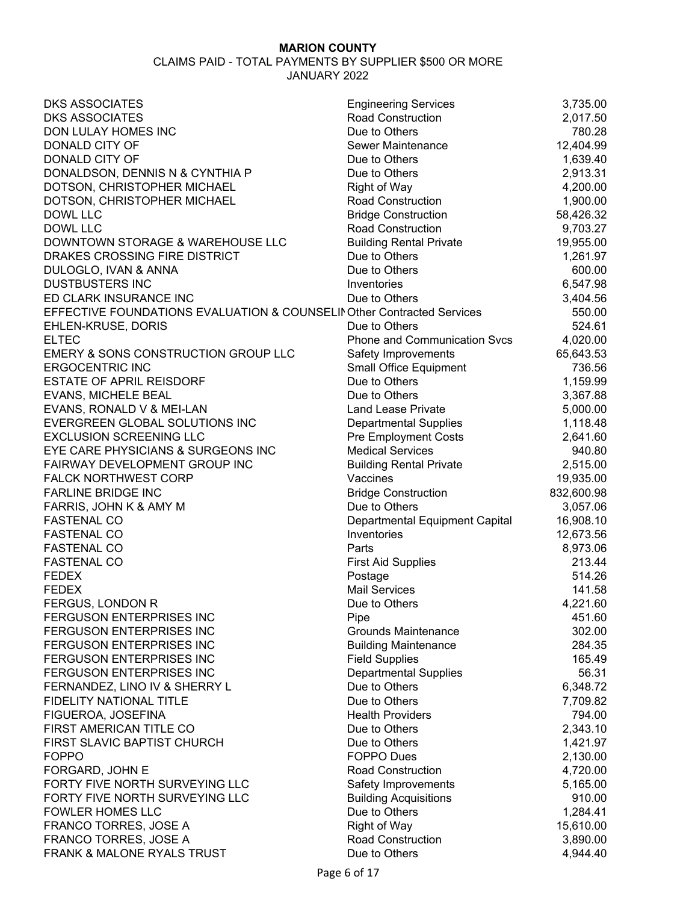**MARION COUNTY**

CLAIMS PAID - TOTAL PAYMENTS BY SUPPLIER $500 OR MORE

JANUARY 2022

| | | |
|---|---|---|
| DKS ASSOCIATES | Engineering Services | 3,735.00 |
| DKS ASSOCIATES | Road Construction | 2,017.50 |
| DON LULAY HOMES INC | Due to Others | 780.28 |
| DONALD CITY OF | Sewer Maintenance | 12,404.99 |
| DONALD CITY OF | Due to Others | 1,639.40 |
| DONALDSON, DENNIS N & CYNTHIA P | Due to Others | 2,913.31 |
| DOTSON, CHRISTOPHER MICHAEL | Right of Way | 4,200.00 |
| DOTSON, CHRISTOPHER MICHAEL | Road Construction | 1,900.00 |
| DOWL LLC | Bridge Construction | 58,426.32 |
| DOWL LLC | Road Construction | 9,703.27 |
| DOWNTOWN STORAGE & WAREHOUSE LLC | Building Rental Private | 19,955.00 |
| DRAKES CROSSING FIRE DISTRICT | Due to Others | 1,261.97 |
| DULOGLO, IVAN & ANNA | Due to Others | 600.00 |
| DUSTBUSTERS INC | Inventories | 6,547.98 |
| ED CLARK INSURANCE INC | Due to Others | 3,404.56 |
| EFFECTIVE FOUNDATIONS EVALUATION & COUNSELIN | Other Contracted Services | 550.00 |
| EHLEN-KRUSE, DORIS | Due to Others | 524.61 |
| ELTEC | Phone and Communication Svcs | 4,020.00 |
| EMERY & SONS CONSTRUCTION GROUP LLC | Safety Improvements | 65,643.53 |
| ERGOCENTRIC INC | Small Office Equipment | 736.56 |
| ESTATE OF APRIL REISDORF | Due to Others | 1,159.99 |
| EVANS, MICHELE BEAL | Due to Others | 3,367.88 |
| EVANS, RONALD V & MEI-LAN | Land Lease Private | 5,000.00 |
| EVERGREEN GLOBAL SOLUTIONS INC | Departmental Supplies | 1,118.48 |
| EXCLUSION SCREENING LLC | Pre Employment Costs | 2,641.60 |
| EYE CARE PHYSICIANS & SURGEONS INC | Medical Services | 940.80 |
| FAIRWAY DEVELOPMENT GROUP INC | Building Rental Private | 2,515.00 |
| FALCK NORTHWEST CORP | Vaccines | 19,935.00 |
| FARLINE BRIDGE INC | Bridge Construction | 832,600.98 |
| FARRIS, JOHN K & AMY M | Due to Others | 3,057.06 |
| FASTENAL CO | Departmental Equipment Capital | 16,908.10 |
| FASTENAL CO | Inventories | 12,673.56 |
| FASTENAL CO | Parts | 8,973.06 |
| FASTENAL CO | First Aid Supplies | 213.44 |
| FEDEX | Postage | 514.26 |
| FEDEX | Mail Services | 141.58 |
| FERGUS, LONDON R | Due to Others | 4,221.60 |
| FERGUSON ENTERPRISES INC | Pipe | 451.60 |
| FERGUSON ENTERPRISES INC | Grounds Maintenance | 302.00 |
| FERGUSON ENTERPRISES INC | Building Maintenance | 284.35 |
| FERGUSON ENTERPRISES INC | Field Supplies | 165.49 |
| FERGUSON ENTERPRISES INC | Departmental Supplies | 56.31 |
| FERNANDEZ, LINO IV & SHERRY L | Due to Others | 6,348.72 |
| FIDELITY NATIONAL TITLE | Due to Others | 7,709.82 |
| FIGUEROA, JOSEFINA | Health Providers | 794.00 |
| FIRST AMERICAN TITLE CO | Due to Others | 2,343.10 |
| FIRST SLAVIC BAPTIST CHURCH | Due to Others | 1,421.97 |
| FOPPO | FOPPO Dues | 2,130.00 |
| FORGARD, JOHN E | Road Construction | 4,720.00 |
| FORTY FIVE NORTH SURVEYING LLC | Safety Improvements | 5,165.00 |
| FORTY FIVE NORTH SURVEYING LLC | Building Acquisitions | 910.00 |
| FOWLER HOMES LLC | Due to Others | 1,284.41 |
| FRANCO TORRES, JOSE A | Right of Way | 15,610.00 |
| FRANCO TORRES, JOSE A | Road Construction | 3,890.00 |
| FRANK & MALONE RYALS TRUST | Due to Others | 4,944.40 |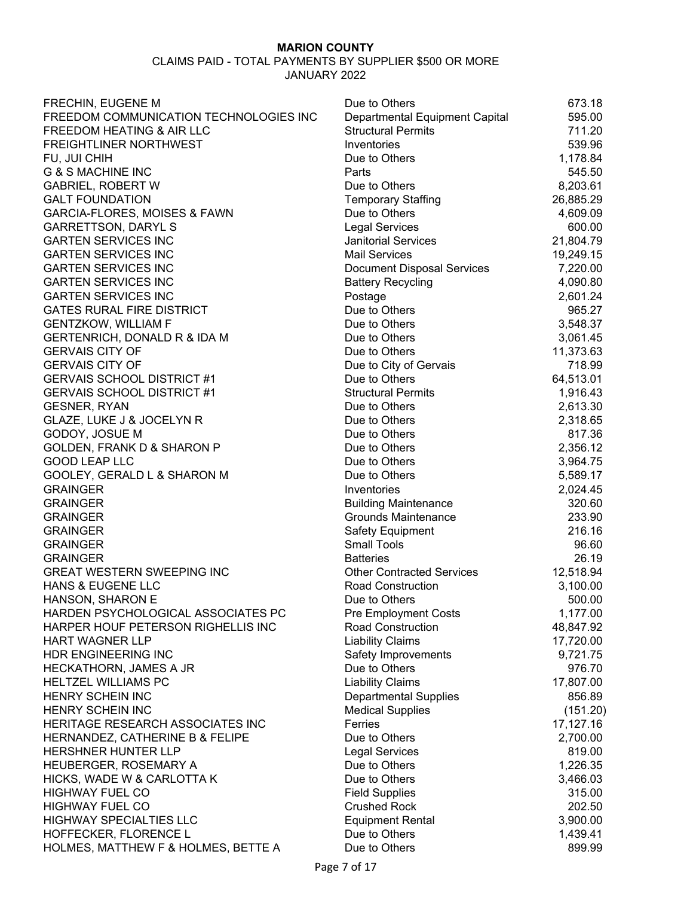**MARION COUNTY**

CLAIMS PAID - TOTAL PAYMENTS BY SUPPLIER $500 OR MORE

JANUARY 2022

| Supplier | Description | Amount |
|---|---|---|
| FRECHIN, EUGENE M | Due to Others | 673.18 |
| FREEDOM COMMUNICATION TECHNOLOGIES INC | Departmental Equipment Capital | 595.00 |
| FREEDOM HEATING & AIR LLC | Structural Permits | 711.20 |
| FREIGHTLINER NORTHWEST | Inventories | 539.96 |
| FU, JUI CHIH | Due to Others | 1,178.84 |
| G & S MACHINE INC | Parts | 545.50 |
| GABRIEL, ROBERT W | Due to Others | 8,203.61 |
| GALT FOUNDATION | Temporary Staffing | 26,885.29 |
| GARCIA-FLORES, MOISES & FAWN | Due to Others | 4,609.09 |
| GARRETTSON, DARYL S | Legal Services | 600.00 |
| GARTEN SERVICES INC | Janitorial Services | 21,804.79 |
| GARTEN SERVICES INC | Mail Services | 19,249.15 |
| GARTEN SERVICES INC | Document Disposal Services | 7,220.00 |
| GARTEN SERVICES INC | Battery Recycling | 4,090.80 |
| GARTEN SERVICES INC | Postage | 2,601.24 |
| GATES RURAL FIRE DISTRICT | Due to Others | 965.27 |
| GENTZKOW, WILLIAM F | Due to Others | 3,548.37 |
| GERTENRICH, DONALD R & IDA M | Due to Others | 3,061.45 |
| GERVAIS CITY OF | Due to Others | 11,373.63 |
| GERVAIS CITY OF | Due to City of Gervais | 718.99 |
| GERVAIS SCHOOL DISTRICT #1 | Due to Others | 64,513.01 |
| GERVAIS SCHOOL DISTRICT #1 | Structural Permits | 1,916.43 |
| GESNER, RYAN | Due to Others | 2,613.30 |
| GLAZE, LUKE J & JOCELYN R | Due to Others | 2,318.65 |
| GODOY, JOSUE M | Due to Others | 817.36 |
| GOLDEN, FRANK D & SHARON P | Due to Others | 2,356.12 |
| GOOD LEAP LLC | Due to Others | 3,964.75 |
| GOOLEY, GERALD L & SHARON M | Due to Others | 5,589.17 |
| GRAINGER | Inventories | 2,024.45 |
| GRAINGER | Building Maintenance | 320.60 |
| GRAINGER | Grounds Maintenance | 233.90 |
| GRAINGER | Safety Equipment | 216.16 |
| GRAINGER | Small Tools | 96.60 |
| GRAINGER | Batteries | 26.19 |
| GREAT WESTERN SWEEPING INC | Other Contracted Services | 12,518.94 |
| HANS & EUGENE LLC | Road Construction | 3,100.00 |
| HANSON, SHARON E | Due to Others | 500.00 |
| HARDEN PSYCHOLOGICAL ASSOCIATES PC | Pre Employment Costs | 1,177.00 |
| HARPER HOUF PETERSON RIGHELLIS INC | Road Construction | 48,847.92 |
| HART WAGNER LLP | Liability Claims | 17,720.00 |
| HDR ENGINEERING INC | Safety Improvements | 9,721.75 |
| HECKATHORN, JAMES A JR | Due to Others | 976.70 |
| HELTZEL WILLIAMS PC | Liability Claims | 17,807.00 |
| HENRY SCHEIN INC | Departmental Supplies | 856.89 |
| HENRY SCHEIN INC | Medical Supplies | (151.20) |
| HERITAGE RESEARCH ASSOCIATES INC | Ferries | 17,127.16 |
| HERNANDEZ, CATHERINE B & FELIPE | Due to Others | 2,700.00 |
| HERSHNER HUNTER LLP | Legal Services | 819.00 |
| HEUBERGER, ROSEMARY A | Due to Others | 1,226.35 |
| HICKS, WADE W & CARLOTTA K | Due to Others | 3,466.03 |
| HIGHWAY FUEL CO | Field Supplies | 315.00 |
| HIGHWAY FUEL CO | Crushed Rock | 202.50 |
| HIGHWAY SPECIALTIES LLC | Equipment Rental | 3,900.00 |
| HOFFECKER, FLORENCE L | Due to Others | 1,439.41 |
| HOLMES, MATTHEW F & HOLMES, BETTE A | Due to Others | 899.99 |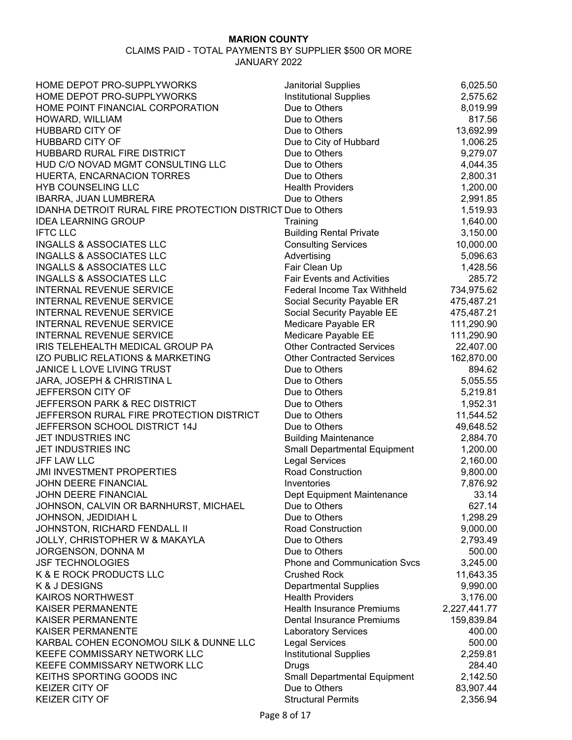**MARION COUNTY**

CLAIMS PAID - TOTAL PAYMENTS BY SUPPLIER $500 OR MORE

JANUARY 2022

| Supplier | Description | Amount |
|---|---|---|
| HOME DEPOT PRO-SUPPLYWORKS | Janitorial Supplies | 6,025.50 |
| HOME DEPOT PRO-SUPPLYWORKS | Institutional Supplies | 2,575.62 |
| HOME POINT FINANCIAL CORPORATION | Due to Others | 8,019.99 |
| HOWARD, WILLIAM | Due to Others | 817.56 |
| HUBBARD CITY OF | Due to Others | 13,692.99 |
| HUBBARD CITY OF | Due to City of Hubbard | 1,006.25 |
| HUBBARD RURAL FIRE DISTRICT | Due to Others | 9,279.07 |
| HUD C/O NOVAD MGMT CONSULTING LLC | Due to Others | 4,044.35 |
| HUERTA, ENCARNACION TORRES | Due to Others | 2,800.31 |
| HYB COUNSELING LLC | Health Providers | 1,200.00 |
| IBARRA, JUAN LUMBRERA | Due to Others | 2,991.85 |
| IDANHA DETROIT RURAL FIRE PROTECTION DISTRICT | Due to Others | 1,519.93 |
| IDEA LEARNING GROUP | Training | 1,640.00 |
| IFTC LLC | Building Rental Private | 3,150.00 |
| INGALLS & ASSOCIATES LLC | Consulting Services | 10,000.00 |
| INGALLS & ASSOCIATES LLC | Advertising | 5,096.63 |
| INGALLS & ASSOCIATES LLC | Fair Clean Up | 1,428.56 |
| INGALLS & ASSOCIATES LLC | Fair Events and Activities | 285.72 |
| INTERNAL REVENUE SERVICE | Federal Income Tax Withheld | 734,975.62 |
| INTERNAL REVENUE SERVICE | Social Security Payable ER | 475,487.21 |
| INTERNAL REVENUE SERVICE | Social Security Payable EE | 475,487.21 |
| INTERNAL REVENUE SERVICE | Medicare Payable ER | 111,290.90 |
| INTERNAL REVENUE SERVICE | Medicare Payable EE | 111,290.90 |
| IRIS TELEHEALTH MEDICAL GROUP PA | Other Contracted Services | 22,407.00 |
| IZO PUBLIC RELATIONS & MARKETING | Other Contracted Services | 162,870.00 |
| JANICE L LOVE LIVING TRUST | Due to Others | 894.62 |
| JARA, JOSEPH & CHRISTINA L | Due to Others | 5,055.55 |
| JEFFERSON CITY OF | Due to Others | 5,219.81 |
| JEFFERSON PARK & REC DISTRICT | Due to Others | 1,952.31 |
| JEFFERSON RURAL FIRE PROTECTION DISTRICT | Due to Others | 11,544.52 |
| JEFFERSON SCHOOL DISTRICT 14J | Due to Others | 49,648.52 |
| JET INDUSTRIES INC | Building Maintenance | 2,884.70 |
| JET INDUSTRIES INC | Small Departmental Equipment | 1,200.00 |
| JFF LAW LLC | Legal Services | 2,160.00 |
| JMI INVESTMENT PROPERTIES | Road Construction | 9,800.00 |
| JOHN DEERE FINANCIAL | Inventories | 7,876.92 |
| JOHN DEERE FINANCIAL | Dept Equipment Maintenance | 33.14 |
| JOHNSON, CALVIN OR BARNHURST, MICHAEL | Due to Others | 627.14 |
| JOHNSON, JEDIDIAH L | Due to Others | 1,298.29 |
| JOHNSTON, RICHARD FENDALL II | Road Construction | 9,000.00 |
| JOLLY, CHRISTOPHER W & MAKAYLA | Due to Others | 2,793.49 |
| JORGENSON, DONNA M | Due to Others | 500.00 |
| JSF TECHNOLOGIES | Phone and Communication Svcs | 3,245.00 |
| K & E ROCK PRODUCTS LLC | Crushed Rock | 11,643.35 |
| K & J DESIGNS | Departmental Supplies | 9,990.00 |
| KAIROS NORTHWEST | Health Providers | 3,176.00 |
| KAISER PERMANENTE | Health Insurance Premiums | 2,227,441.77 |
| KAISER PERMANENTE | Dental Insurance Premiums | 159,839.84 |
| KAISER PERMANENTE | Laboratory Services | 400.00 |
| KARBAL COHEN ECONOMOU SILK & DUNNE LLC | Legal Services | 500.00 |
| KEEFE COMMISSARY NETWORK LLC | Institutional Supplies | 2,259.81 |
| KEEFE COMMISSARY NETWORK LLC | Drugs | 284.40 |
| KEITHS SPORTING GOODS INC | Small Departmental Equipment | 2,142.50 |
| KEIZER CITY OF | Due to Others | 83,907.44 |
| KEIZER CITY OF | Structural Permits | 2,356.94 |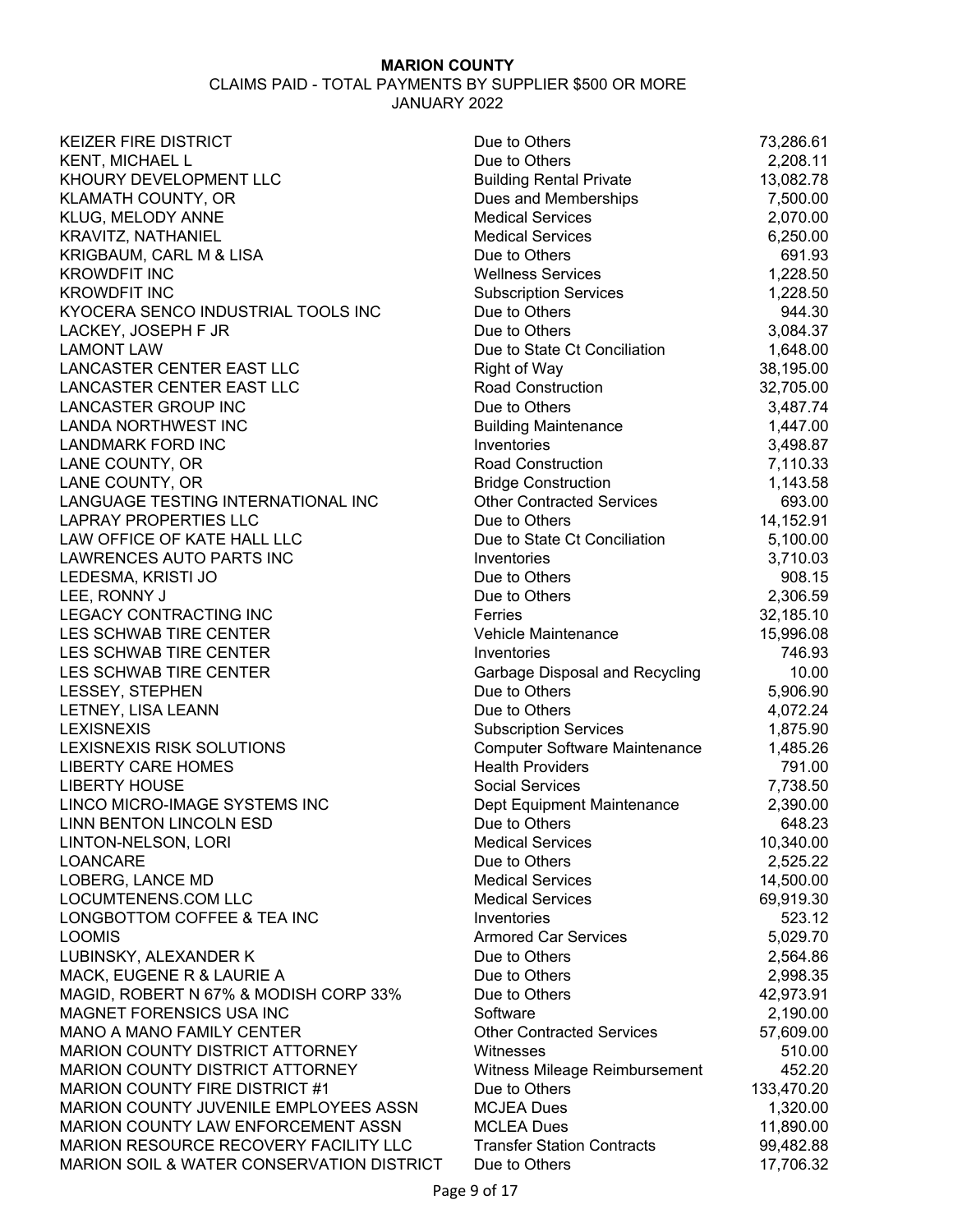**MARION COUNTY**

CLAIMS PAID - TOTAL PAYMENTS BY SUPPLIER $500 OR MORE

JANUARY 2022

| | | |
|---|---|---|
| KEIZER FIRE DISTRICT | Due to Others | 73,286.61 |
| KENT, MICHAEL L | Due to Others | 2,208.11 |
| KHOURY DEVELOPMENT LLC | Building Rental Private | 13,082.78 |
| KLAMATH COUNTY, OR | Dues and Memberships | 7,500.00 |
| KLUG, MELODY ANNE | Medical Services | 2,070.00 |
| KRAVITZ, NATHANIEL | Medical Services | 6,250.00 |
| KRIGBAUM, CARL M & LISA | Due to Others | 691.93 |
| KROWDFIT INC | Wellness Services | 1,228.50 |
| KROWDFIT INC | Subscription Services | 1,228.50 |
| KYOCERA SENCO INDUSTRIAL TOOLS INC | Due to Others | 944.30 |
| LACKEY, JOSEPH F JR | Due to Others | 3,084.37 |
| LAMONT LAW | Due to State Ct Conciliation | 1,648.00 |
| LANCASTER CENTER EAST LLC | Right of Way | 38,195.00 |
| LANCASTER CENTER EAST LLC | Road Construction | 32,705.00 |
| LANCASTER GROUP INC | Due to Others | 3,487.74 |
| LANDA NORTHWEST INC | Building Maintenance | 1,447.00 |
| LANDMARK FORD INC | Inventories | 3,498.87 |
| LANE COUNTY, OR | Road Construction | 7,110.33 |
| LANE COUNTY, OR | Bridge Construction | 1,143.58 |
| LANGUAGE TESTING INTERNATIONAL INC | Other Contracted Services | 693.00 |
| LAPRAY PROPERTIES LLC | Due to Others | 14,152.91 |
| LAW OFFICE OF KATE HALL LLC | Due to State Ct Conciliation | 5,100.00 |
| LAWRENCES AUTO PARTS INC | Inventories | 3,710.03 |
| LEDESMA, KRISTI JO | Due to Others | 908.15 |
| LEE, RONNY J | Due to Others | 2,306.59 |
| LEGACY CONTRACTING INC | Ferries | 32,185.10 |
| LES SCHWAB TIRE CENTER | Vehicle Maintenance | 15,996.08 |
| LES SCHWAB TIRE CENTER | Inventories | 746.93 |
| LES SCHWAB TIRE CENTER | Garbage Disposal and Recycling | 10.00 |
| LESSEY, STEPHEN | Due to Others | 5,906.90 |
| LETNEY, LISA LEANN | Due to Others | 4,072.24 |
| LEXISNEXIS | Subscription Services | 1,875.90 |
| LEXISNEXIS RISK SOLUTIONS | Computer Software Maintenance | 1,485.26 |
| LIBERTY CARE HOMES | Health Providers | 791.00 |
| LIBERTY HOUSE | Social Services | 7,738.50 |
| LINCO MICRO-IMAGE SYSTEMS INC | Dept Equipment Maintenance | 2,390.00 |
| LINN BENTON LINCOLN ESD | Due to Others | 648.23 |
| LINTON-NELSON, LORI | Medical Services | 10,340.00 |
| LOANCARE | Due to Others | 2,525.22 |
| LOBERG, LANCE MD | Medical Services | 14,500.00 |
| LOCUMTENENS.COM LLC | Medical Services | 69,919.30 |
| LONGBOTTOM COFFEE & TEA INC | Inventories | 523.12 |
| LOOMIS | Armored Car Services | 5,029.70 |
| LUBINSKY, ALEXANDER K | Due to Others | 2,564.86 |
| MACK, EUGENE R & LAURIE A | Due to Others | 2,998.35 |
| MAGID, ROBERT N 67% & MODISH CORP 33% | Due to Others | 42,973.91 |
| MAGNET FORENSICS USA INC | Software | 2,190.00 |
| MANO A MANO FAMILY CENTER | Other Contracted Services | 57,609.00 |
| MARION COUNTY DISTRICT ATTORNEY | Witnesses | 510.00 |
| MARION COUNTY DISTRICT ATTORNEY | Witness Mileage Reimbursement | 452.20 |
| MARION COUNTY FIRE DISTRICT #1 | Due to Others | 133,470.20 |
| MARION COUNTY JUVENILE EMPLOYEES ASSN | MCJEA Dues | 1,320.00 |
| MARION COUNTY LAW ENFORCEMENT ASSN | MCLEA Dues | 11,890.00 |
| MARION RESOURCE RECOVERY FACILITY LLC | Transfer Station Contracts | 99,482.88 |
| MARION SOIL & WATER CONSERVATION DISTRICT | Due to Others | 17,706.32 |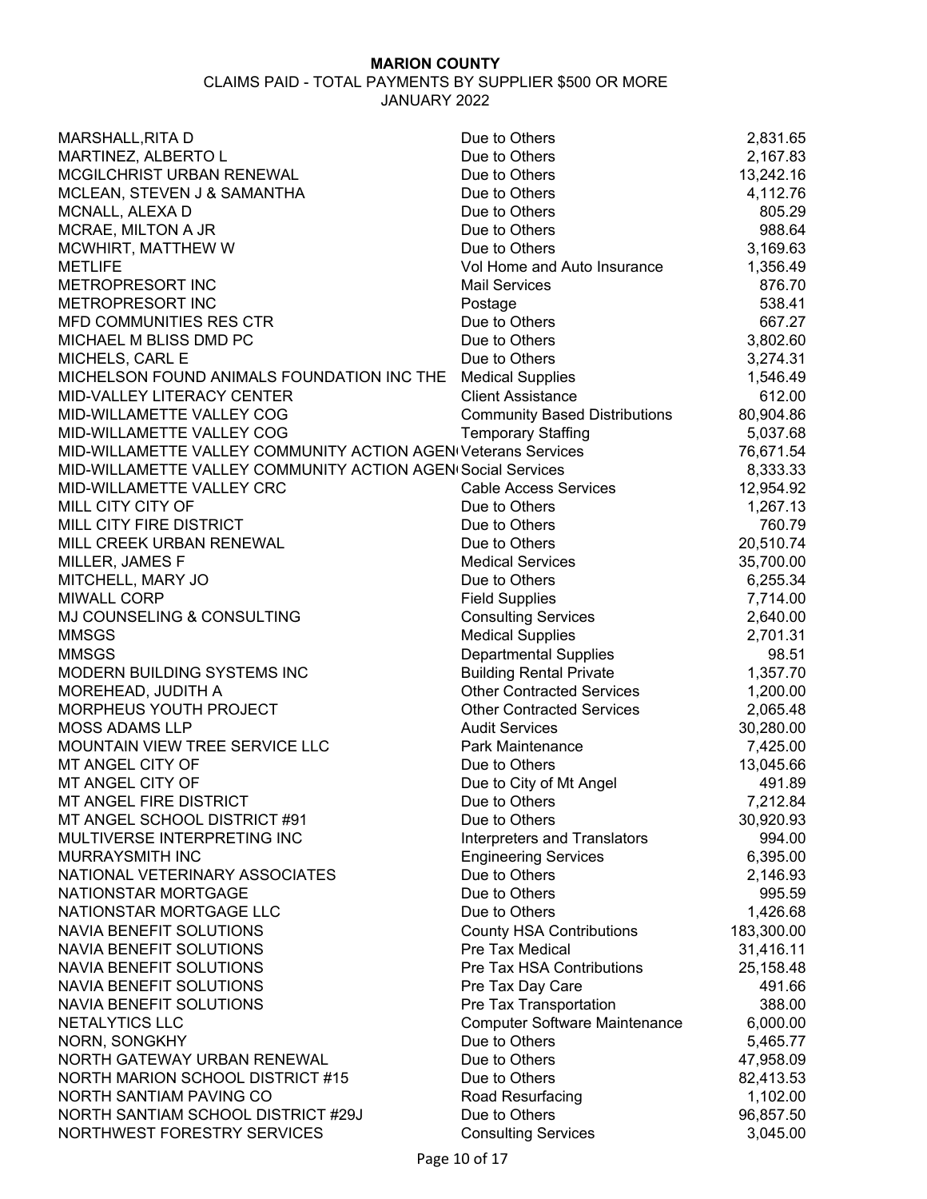**MARION COUNTY**

CLAIMS PAID - TOTAL PAYMENTS BY SUPPLIER $500 OR MORE

JANUARY 2022

| Supplier | Description | Amount |
|---|---|---|
| MARSHALL,RITA D | Due to Others | 2,831.65 |
| MARTINEZ, ALBERTO L | Due to Others | 2,167.83 |
| MCGILCHRIST URBAN RENEWAL | Due to Others | 13,242.16 |
| MCLEAN, STEVEN J & SAMANTHA | Due to Others | 4,112.76 |
| MCNALL, ALEXA D | Due to Others | 805.29 |
| MCRAE, MILTON A JR | Due to Others | 988.64 |
| MCWHIRT, MATTHEW W | Due to Others | 3,169.63 |
| METLIFE | Vol Home and Auto Insurance | 1,356.49 |
| METROPRESORT INC | Mail Services | 876.70 |
| METROPRESORT INC | Postage | 538.41 |
| MFD COMMUNITIES RES CTR | Due to Others | 667.27 |
| MICHAEL M BLISS DMD PC | Due to Others | 3,802.60 |
| MICHELS, CARL E | Due to Others | 3,274.31 |
| MICHELSON FOUND ANIMALS FOUNDATION INC THE | Medical Supplies | 1,546.49 |
| MID-VALLEY LITERACY CENTER | Client Assistance | 612.00 |
| MID-WILLAMETTE VALLEY COG | Community Based Distributions | 80,904.86 |
| MID-WILLAMETTE VALLEY COG | Temporary Staffing | 5,037.68 |
| MID-WILLAMETTE VALLEY COMMUNITY ACTION AGEN | Veterans Services | 76,671.54 |
| MID-WILLAMETTE VALLEY COMMUNITY ACTION AGEN | Social Services | 8,333.33 |
| MID-WILLAMETTE VALLEY CRC | Cable Access Services | 12,954.92 |
| MILL CITY CITY OF | Due to Others | 1,267.13 |
| MILL CITY FIRE DISTRICT | Due to Others | 760.79 |
| MILL CREEK URBAN RENEWAL | Due to Others | 20,510.74 |
| MILLER, JAMES F | Medical Services | 35,700.00 |
| MITCHELL, MARY JO | Due to Others | 6,255.34 |
| MIWALL CORP | Field Supplies | 7,714.00 |
| MJ COUNSELING & CONSULTING | Consulting Services | 2,640.00 |
| MMSGS | Medical Supplies | 2,701.31 |
| MMSGS | Departmental Supplies | 98.51 |
| MODERN BUILDING SYSTEMS INC | Building Rental Private | 1,357.70 |
| MOREHEAD, JUDITH A | Other Contracted Services | 1,200.00 |
| MORPHEUS YOUTH PROJECT | Other Contracted Services | 2,065.48 |
| MOSS ADAMS LLP | Audit Services | 30,280.00 |
| MOUNTAIN VIEW TREE SERVICE LLC | Park Maintenance | 7,425.00 |
| MT ANGEL CITY OF | Due to Others | 13,045.66 |
| MT ANGEL CITY OF | Due to City of Mt Angel | 491.89 |
| MT ANGEL FIRE DISTRICT | Due to Others | 7,212.84 |
| MT ANGEL SCHOOL DISTRICT #91 | Due to Others | 30,920.93 |
| MULTIVERSE INTERPRETING INC | Interpreters and Translators | 994.00 |
| MURRAYSMITH INC | Engineering Services | 6,395.00 |
| NATIONAL VETERINARY ASSOCIATES | Due to Others | 2,146.93 |
| NATIONSTAR MORTGAGE | Due to Others | 995.59 |
| NATIONSTAR MORTGAGE LLC | Due to Others | 1,426.68 |
| NAVIA BENEFIT SOLUTIONS | County HSA Contributions | 183,300.00 |
| NAVIA BENEFIT SOLUTIONS | Pre Tax Medical | 31,416.11 |
| NAVIA BENEFIT SOLUTIONS | Pre Tax HSA Contributions | 25,158.48 |
| NAVIA BENEFIT SOLUTIONS | Pre Tax Day Care | 491.66 |
| NAVIA BENEFIT SOLUTIONS | Pre Tax Transportation | 388.00 |
| NETALYTICS LLC | Computer Software Maintenance | 6,000.00 |
| NORN, SONGKHY | Due to Others | 5,465.77 |
| NORTH GATEWAY URBAN RENEWAL | Due to Others | 47,958.09 |
| NORTH MARION SCHOOL DISTRICT #15 | Due to Others | 82,413.53 |
| NORTH SANTIAM PAVING CO | Road Resurfacing | 1,102.00 |
| NORTH SANTIAM SCHOOL DISTRICT #29J | Due to Others | 96,857.50 |
| NORTHWEST FORESTRY SERVICES | Consulting Services | 3,045.00 |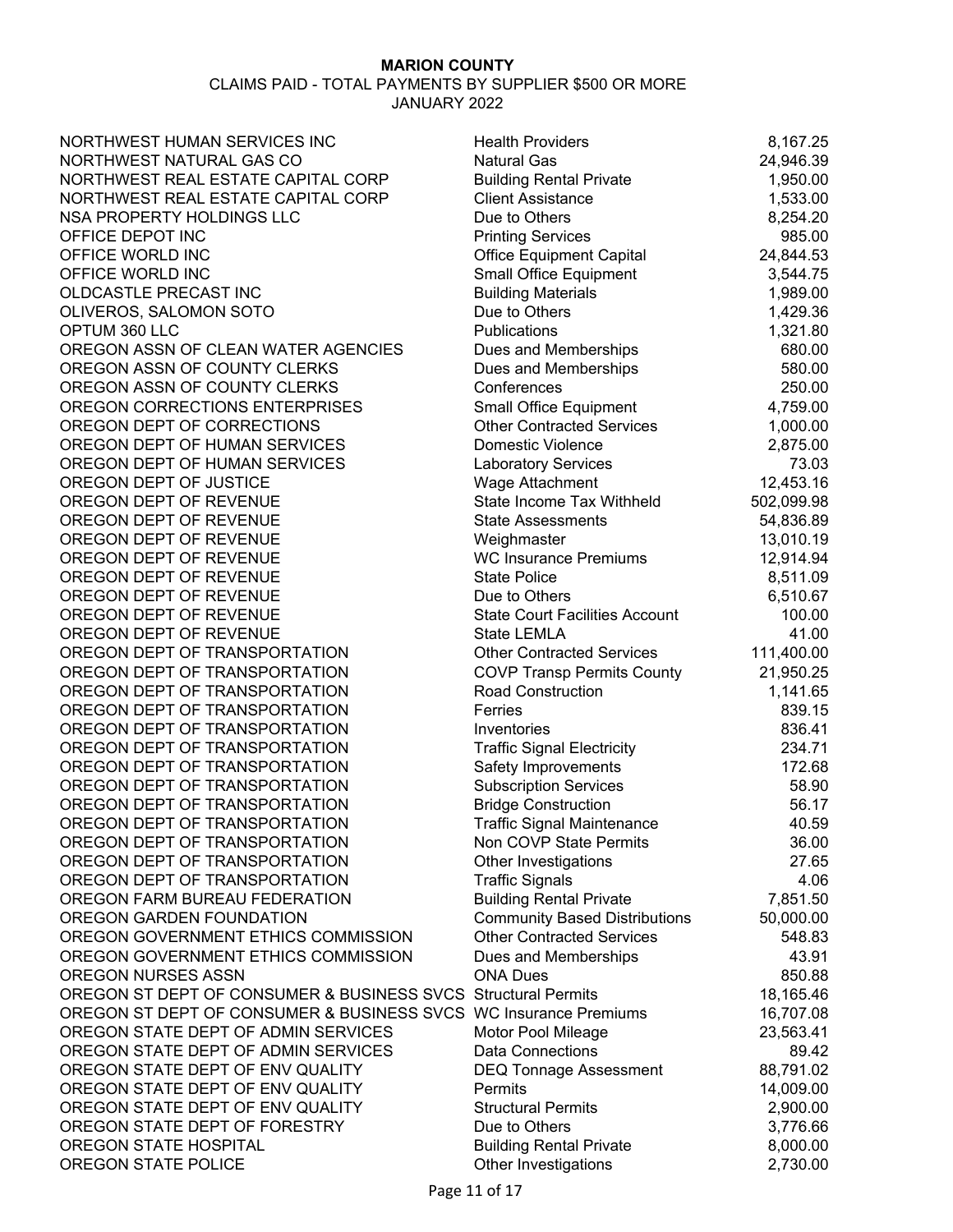**MARION COUNTY**

CLAIMS PAID - TOTAL PAYMENTS BY SUPPLIER $500 OR MORE

JANUARY 2022

| Supplier | Category | Amount |
|---|---|---|
| NORTHWEST HUMAN SERVICES INC | Health Providers | 8,167.25 |
| NORTHWEST NATURAL GAS CO | Natural Gas | 24,946.39 |
| NORTHWEST REAL ESTATE CAPITAL CORP | Building Rental Private | 1,950.00 |
| NORTHWEST REAL ESTATE CAPITAL CORP | Client Assistance | 1,533.00 |
| NSA PROPERTY HOLDINGS LLC | Due to Others | 8,254.20 |
| OFFICE DEPOT INC | Printing Services | 985.00 |
| OFFICE WORLD INC | Office Equipment Capital | 24,844.53 |
| OFFICE WORLD INC | Small Office Equipment | 3,544.75 |
| OLDCASTLE PRECAST INC | Building Materials | 1,989.00 |
| OLIVEROS, SALOMON SOTO | Due to Others | 1,429.36 |
| OPTUM 360 LLC | Publications | 1,321.80 |
| OREGON ASSN OF CLEAN WATER AGENCIES | Dues and Memberships | 680.00 |
| OREGON ASSN OF COUNTY CLERKS | Dues and Memberships | 580.00 |
| OREGON ASSN OF COUNTY CLERKS | Conferences | 250.00 |
| OREGON CORRECTIONS ENTERPRISES | Small Office Equipment | 4,759.00 |
| OREGON DEPT OF CORRECTIONS | Other Contracted Services | 1,000.00 |
| OREGON DEPT OF HUMAN SERVICES | Domestic Violence | 2,875.00 |
| OREGON DEPT OF HUMAN SERVICES | Laboratory Services | 73.03 |
| OREGON DEPT OF JUSTICE | Wage Attachment | 12,453.16 |
| OREGON DEPT OF REVENUE | State Income Tax Withheld | 502,099.98 |
| OREGON DEPT OF REVENUE | State Assessments | 54,836.89 |
| OREGON DEPT OF REVENUE | Weighmaster | 13,010.19 |
| OREGON DEPT OF REVENUE | WC Insurance Premiums | 12,914.94 |
| OREGON DEPT OF REVENUE | State Police | 8,511.09 |
| OREGON DEPT OF REVENUE | Due to Others | 6,510.67 |
| OREGON DEPT OF REVENUE | State Court Facilities Account | 100.00 |
| OREGON DEPT OF REVENUE | State LEMLA | 41.00 |
| OREGON DEPT OF TRANSPORTATION | Other Contracted Services | 111,400.00 |
| OREGON DEPT OF TRANSPORTATION | COVP Transp Permits County | 21,950.25 |
| OREGON DEPT OF TRANSPORTATION | Road Construction | 1,141.65 |
| OREGON DEPT OF TRANSPORTATION | Ferries | 839.15 |
| OREGON DEPT OF TRANSPORTATION | Inventories | 836.41 |
| OREGON DEPT OF TRANSPORTATION | Traffic Signal Electricity | 234.71 |
| OREGON DEPT OF TRANSPORTATION | Safety Improvements | 172.68 |
| OREGON DEPT OF TRANSPORTATION | Subscription Services | 58.90 |
| OREGON DEPT OF TRANSPORTATION | Bridge Construction | 56.17 |
| OREGON DEPT OF TRANSPORTATION | Traffic Signal Maintenance | 40.59 |
| OREGON DEPT OF TRANSPORTATION | Non COVP State Permits | 36.00 |
| OREGON DEPT OF TRANSPORTATION | Other Investigations | 27.65 |
| OREGON DEPT OF TRANSPORTATION | Traffic Signals | 4.06 |
| OREGON FARM BUREAU FEDERATION | Building Rental Private | 7,851.50 |
| OREGON GARDEN FOUNDATION | Community Based Distributions | 50,000.00 |
| OREGON GOVERNMENT ETHICS COMMISSION | Other Contracted Services | 548.83 |
| OREGON GOVERNMENT ETHICS COMMISSION | Dues and Memberships | 43.91 |
| OREGON NURSES ASSN | ONA Dues | 850.88 |
| OREGON ST DEPT OF CONSUMER & BUSINESS SVCS | Structural Permits | 18,165.46 |
| OREGON ST DEPT OF CONSUMER & BUSINESS SVCS | WC Insurance Premiums | 16,707.08 |
| OREGON STATE DEPT OF ADMIN SERVICES | Motor Pool Mileage | 23,563.41 |
| OREGON STATE DEPT OF ADMIN SERVICES | Data Connections | 89.42 |
| OREGON STATE DEPT OF ENV QUALITY | DEQ Tonnage Assessment | 88,791.02 |
| OREGON STATE DEPT OF ENV QUALITY | Permits | 14,009.00 |
| OREGON STATE DEPT OF ENV QUALITY | Structural Permits | 2,900.00 |
| OREGON STATE DEPT OF FORESTRY | Due to Others | 3,776.66 |
| OREGON STATE HOSPITAL | Building Rental Private | 8,000.00 |
| OREGON STATE POLICE | Other Investigations | 2,730.00 |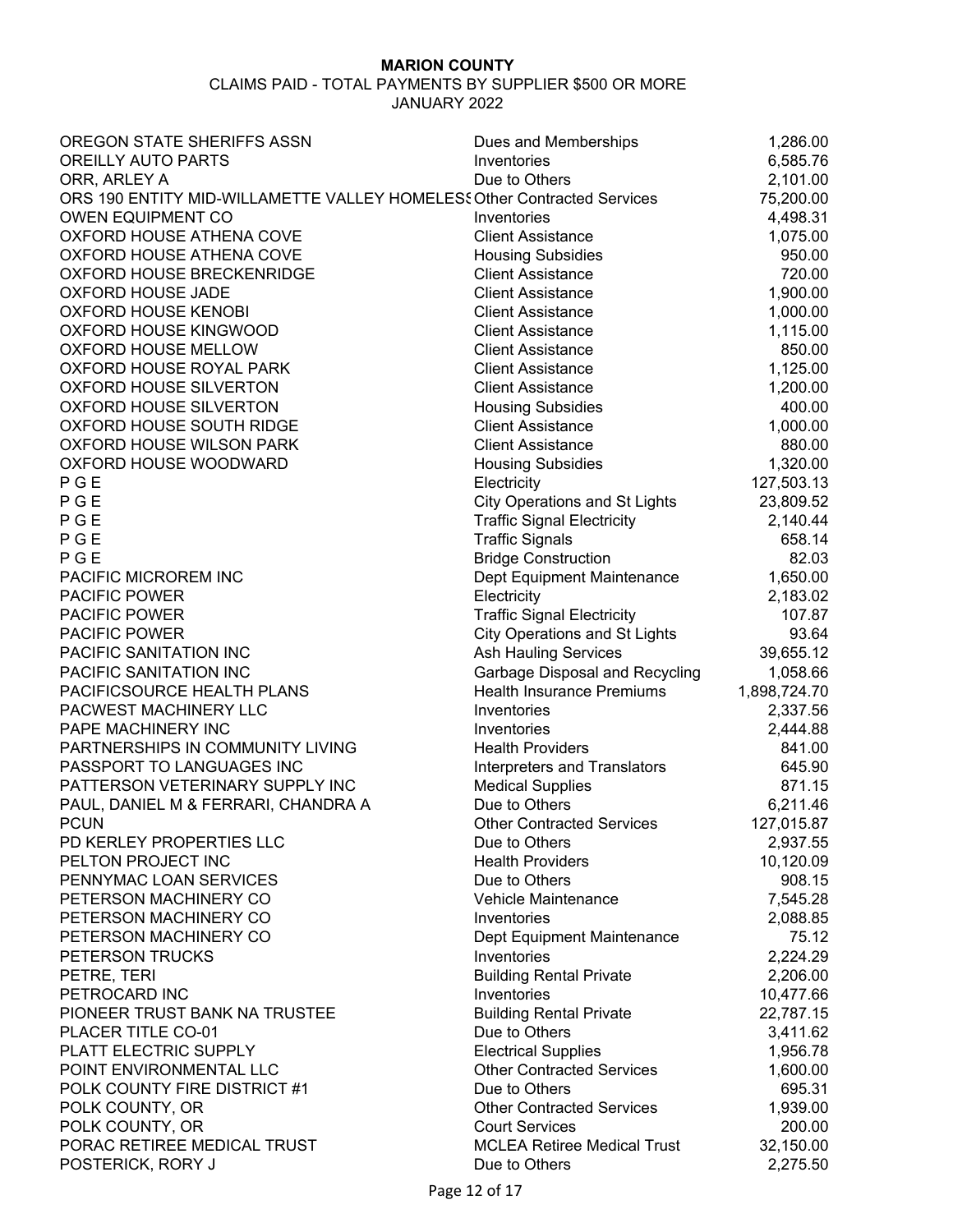**MARION COUNTY**

CLAIMS PAID - TOTAL PAYMENTS BY SUPPLIER $500 OR MORE

JANUARY 2022

| Supplier | Category | Amount |
|---|---|---|
| OREGON STATE SHERIFFS ASSN | Dues and Memberships | 1,286.00 |
| OREILLY AUTO PARTS | Inventories | 6,585.76 |
| ORR, ARLEY A | Due to Others | 2,101.00 |
| ORS 190 ENTITY MID-WILLAMETTE VALLEY HOMELESS | Other Contracted Services | 75,200.00 |
| OWEN EQUIPMENT CO | Inventories | 4,498.31 |
| OXFORD HOUSE ATHENA COVE | Client Assistance | 1,075.00 |
| OXFORD HOUSE ATHENA COVE | Housing Subsidies | 950.00 |
| OXFORD HOUSE BRECKENRIDGE | Client Assistance | 720.00 |
| OXFORD HOUSE JADE | Client Assistance | 1,900.00 |
| OXFORD HOUSE KENOBI | Client Assistance | 1,000.00 |
| OXFORD HOUSE KINGWOOD | Client Assistance | 1,115.00 |
| OXFORD HOUSE MELLOW | Client Assistance | 850.00 |
| OXFORD HOUSE ROYAL PARK | Client Assistance | 1,125.00 |
| OXFORD HOUSE SILVERTON | Client Assistance | 1,200.00 |
| OXFORD HOUSE SILVERTON | Housing Subsidies | 400.00 |
| OXFORD HOUSE SOUTH RIDGE | Client Assistance | 1,000.00 |
| OXFORD HOUSE WILSON PARK | Client Assistance | 880.00 |
| OXFORD HOUSE WOODWARD | Housing Subsidies | 1,320.00 |
| P G E | Electricity | 127,503.13 |
| P G E | City Operations and St Lights | 23,809.52 |
| P G E | Traffic Signal Electricity | 2,140.44 |
| P G E | Traffic Signals | 658.14 |
| P G E | Bridge Construction | 82.03 |
| PACIFIC MICROREM INC | Dept Equipment Maintenance | 1,650.00 |
| PACIFIC POWER | Electricity | 2,183.02 |
| PACIFIC POWER | Traffic Signal Electricity | 107.87 |
| PACIFIC POWER | City Operations and St Lights | 93.64 |
| PACIFIC SANITATION INC | Ash Hauling Services | 39,655.12 |
| PACIFIC SANITATION INC | Garbage Disposal and Recycling | 1,058.66 |
| PACIFICSOURCE HEALTH PLANS | Health Insurance Premiums | 1,898,724.70 |
| PACWEST MACHINERY LLC | Inventories | 2,337.56 |
| PAPE MACHINERY INC | Inventories | 2,444.88 |
| PARTNERSHIPS IN COMMUNITY LIVING | Health Providers | 841.00 |
| PASSPORT TO LANGUAGES INC | Interpreters and Translators | 645.90 |
| PATTERSON VETERINARY SUPPLY INC | Medical Supplies | 871.15 |
| PAUL, DANIEL M & FERRARI, CHANDRA A | Due to Others | 6,211.46 |
| PCUN | Other Contracted Services | 127,015.87 |
| PD KERLEY PROPERTIES LLC | Due to Others | 2,937.55 |
| PELTON PROJECT INC | Health Providers | 10,120.09 |
| PENNYMAC LOAN SERVICES | Due to Others | 908.15 |
| PETERSON MACHINERY CO | Vehicle Maintenance | 7,545.28 |
| PETERSON MACHINERY CO | Inventories | 2,088.85 |
| PETERSON MACHINERY CO | Dept Equipment Maintenance | 75.12 |
| PETERSON TRUCKS | Inventories | 2,224.29 |
| PETRE, TERI | Building Rental Private | 2,206.00 |
| PETROCARD INC | Inventories | 10,477.66 |
| PIONEER TRUST BANK NA TRUSTEE | Building Rental Private | 22,787.15 |
| PLACER TITLE CO-01 | Due to Others | 3,411.62 |
| PLATT ELECTRIC SUPPLY | Electrical Supplies | 1,956.78 |
| POINT ENVIRONMENTAL LLC | Other Contracted Services | 1,600.00 |
| POLK COUNTY FIRE DISTRICT #1 | Due to Others | 695.31 |
| POLK COUNTY, OR | Other Contracted Services | 1,939.00 |
| POLK COUNTY, OR | Court Services | 200.00 |
| PORAC RETIREE MEDICAL TRUST | MCLEA Retiree Medical Trust | 32,150.00 |
| POSTERICK, RORY J | Due to Others | 2,275.50 |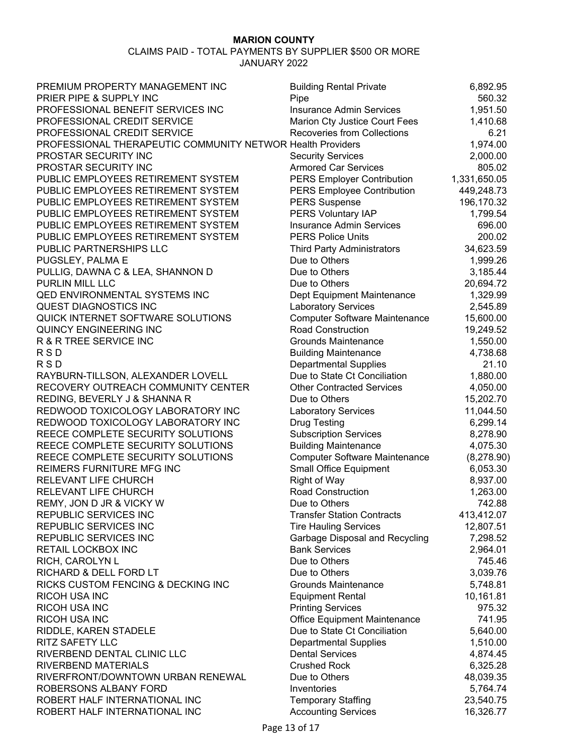**MARION COUNTY**

CLAIMS PAID - TOTAL PAYMENTS BY SUPPLIER $500 OR MORE

JANUARY 2022

| | | |
|---|---|---|
| PREMIUM PROPERTY MANAGEMENT INC | Building Rental Private | 6,892.95 |
| PRIER PIPE & SUPPLY INC | Pipe | 560.32 |
| PROFESSIONAL BENEFIT SERVICES INC | Insurance Admin Services | 1,951.50 |
| PROFESSIONAL CREDIT SERVICE | Marion Cty Justice Court Fees | 1,410.68 |
| PROFESSIONAL CREDIT SERVICE | Recoveries from Collections | 6.21 |
| PROFESSIONAL THERAPEUTIC COMMUNITY NETWOR | Health Providers | 1,974.00 |
| PROSTAR SECURITY INC | Security Services | 2,000.00 |
| PROSTAR SECURITY INC | Armored Car Services | 805.02 |
| PUBLIC EMPLOYEES RETIREMENT SYSTEM | PERS Employer Contribution | 1,331,650.05 |
| PUBLIC EMPLOYEES RETIREMENT SYSTEM | PERS Employee Contribution | 449,248.73 |
| PUBLIC EMPLOYEES RETIREMENT SYSTEM | PERS Suspense | 196,170.32 |
| PUBLIC EMPLOYEES RETIREMENT SYSTEM | PERS Voluntary IAP | 1,799.54 |
| PUBLIC EMPLOYEES RETIREMENT SYSTEM | Insurance Admin Services | 696.00 |
| PUBLIC EMPLOYEES RETIREMENT SYSTEM | PERS Police Units | 200.02 |
| PUBLIC PARTNERSHIPS LLC | Third Party Administrators | 34,623.59 |
| PUGSLEY, PALMA E | Due to Others | 1,999.26 |
| PULLIG, DAWNA C & LEA, SHANNON D | Due to Others | 3,185.44 |
| PURLIN MILL LLC | Due to Others | 20,694.72 |
| QED ENVIRONMENTAL SYSTEMS INC | Dept Equipment Maintenance | 1,329.99 |
| QUEST DIAGNOSTICS INC | Laboratory Services | 2,545.89 |
| QUICK INTERNET SOFTWARE SOLUTIONS | Computer Software Maintenance | 15,600.00 |
| QUINCY ENGINEERING INC | Road Construction | 19,249.52 |
| R & R TREE SERVICE INC | Grounds Maintenance | 1,550.00 |
| R S D | Building Maintenance | 4,738.68 |
| R S D | Departmental Supplies | 21.10 |
| RAYBURN-TILLSON, ALEXANDER LOVELL | Due to State Ct Conciliation | 1,880.00 |
| RECOVERY OUTREACH COMMUNITY CENTER | Other Contracted Services | 4,050.00 |
| REDING, BEVERLY J & SHANNA R | Due to Others | 15,202.70 |
| REDWOOD TOXICOLOGY LABORATORY INC | Laboratory Services | 11,044.50 |
| REDWOOD TOXICOLOGY LABORATORY INC | Drug Testing | 6,299.14 |
| REECE COMPLETE SECURITY SOLUTIONS | Subscription Services | 8,278.90 |
| REECE COMPLETE SECURITY SOLUTIONS | Building Maintenance | 4,075.30 |
| REECE COMPLETE SECURITY SOLUTIONS | Computer Software Maintenance | (8,278.90) |
| REIMERS FURNITURE MFG INC | Small Office Equipment | 6,053.30 |
| RELEVANT LIFE CHURCH | Right of Way | 8,937.00 |
| RELEVANT LIFE CHURCH | Road Construction | 1,263.00 |
| REMY, JON D JR & VICKY W | Due to Others | 742.88 |
| REPUBLIC SERVICES INC | Transfer Station Contracts | 413,412.07 |
| REPUBLIC SERVICES INC | Tire Hauling Services | 12,807.51 |
| REPUBLIC SERVICES INC | Garbage Disposal and Recycling | 7,298.52 |
| RETAIL LOCKBOX INC | Bank Services | 2,964.01 |
| RICH, CAROLYN L | Due to Others | 745.46 |
| RICHARD & DELL FORD LT | Due to Others | 3,039.76 |
| RICKS CUSTOM FENCING & DECKING INC | Grounds Maintenance | 5,748.81 |
| RICOH USA INC | Equipment Rental | 10,161.81 |
| RICOH USA INC | Printing Services | 975.32 |
| RICOH USA INC | Office Equipment Maintenance | 741.95 |
| RIDDLE, KAREN STADELE | Due to State Ct Conciliation | 5,640.00 |
| RITZ SAFETY LLC | Departmental Supplies | 1,510.00 |
| RIVERBEND DENTAL CLINIC LLC | Dental Services | 4,874.45 |
| RIVERBEND MATERIALS | Crushed Rock | 6,325.28 |
| RIVERFRONT/DOWNTOWN URBAN RENEWAL | Due to Others | 48,039.35 |
| ROBERSONS ALBANY FORD | Inventories | 5,764.74 |
| ROBERT HALF INTERNATIONAL INC | Temporary Staffing | 23,540.75 |
| ROBERT HALF INTERNATIONAL INC | Accounting Services | 16,326.77 |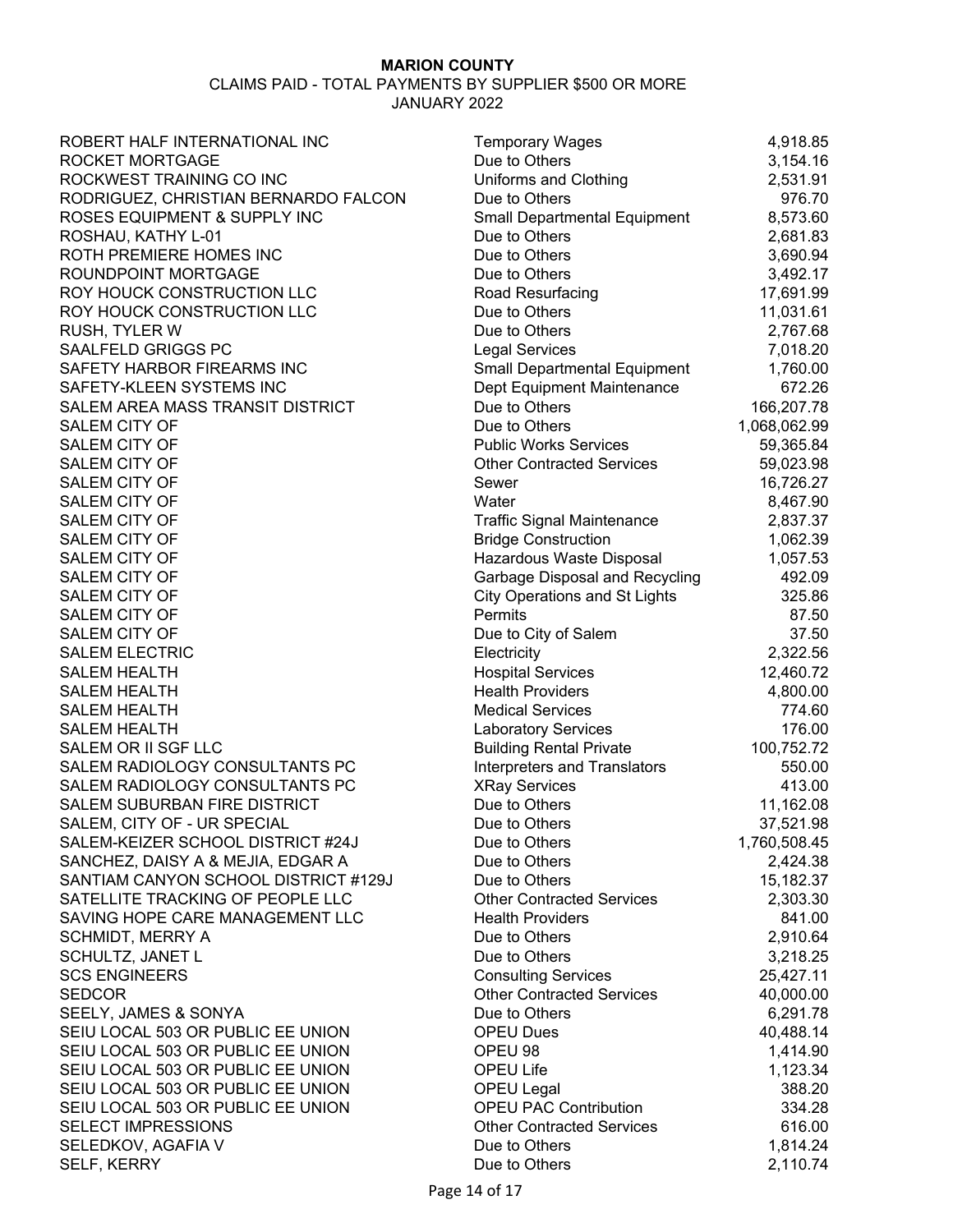**MARION COUNTY**

CLAIMS PAID - TOTAL PAYMENTS BY SUPPLIER $500 OR MORE

JANUARY 2022

| Supplier | Description | Amount |
|---|---|---|
| ROBERT HALF INTERNATIONAL INC | Temporary Wages | 4,918.85 |
| ROCKET MORTGAGE | Due to Others | 3,154.16 |
| ROCKWEST TRAINING CO INC | Uniforms and Clothing | 2,531.91 |
| RODRIGUEZ, CHRISTIAN BERNARDO FALCON | Due to Others | 976.70 |
| ROSES EQUIPMENT & SUPPLY INC | Small Departmental Equipment | 8,573.60 |
| ROSHAU, KATHY L-01 | Due to Others | 2,681.83 |
| ROTH PREMIERE HOMES INC | Due to Others | 3,690.94 |
| ROUNDPOINT MORTGAGE | Due to Others | 3,492.17 |
| ROY HOUCK CONSTRUCTION LLC | Road Resurfacing | 17,691.99 |
| ROY HOUCK CONSTRUCTION LLC | Due to Others | 11,031.61 |
| RUSH, TYLER W | Due to Others | 2,767.68 |
| SAALFELD GRIGGS PC | Legal Services | 7,018.20 |
| SAFETY HARBOR FIREARMS INC | Small Departmental Equipment | 1,760.00 |
| SAFETY-KLEEN SYSTEMS INC | Dept Equipment Maintenance | 672.26 |
| SALEM AREA MASS TRANSIT DISTRICT | Due to Others | 166,207.78 |
| SALEM CITY OF | Due to Others | 1,068,062.99 |
| SALEM CITY OF | Public Works Services | 59,365.84 |
| SALEM CITY OF | Other Contracted Services | 59,023.98 |
| SALEM CITY OF | Sewer | 16,726.27 |
| SALEM CITY OF | Water | 8,467.90 |
| SALEM CITY OF | Traffic Signal Maintenance | 2,837.37 |
| SALEM CITY OF | Bridge Construction | 1,062.39 |
| SALEM CITY OF | Hazardous Waste Disposal | 1,057.53 |
| SALEM CITY OF | Garbage Disposal and Recycling | 492.09 |
| SALEM CITY OF | City Operations and St Lights | 325.86 |
| SALEM CITY OF | Permits | 87.50 |
| SALEM CITY OF | Due to City of Salem | 37.50 |
| SALEM ELECTRIC | Electricity | 2,322.56 |
| SALEM HEALTH | Hospital Services | 12,460.72 |
| SALEM HEALTH | Health Providers | 4,800.00 |
| SALEM HEALTH | Medical Services | 774.60 |
| SALEM HEALTH | Laboratory Services | 176.00 |
| SALEM OR II SGF LLC | Building Rental Private | 100,752.72 |
| SALEM RADIOLOGY CONSULTANTS PC | Interpreters and Translators | 550.00 |
| SALEM RADIOLOGY CONSULTANTS PC | XRay Services | 413.00 |
| SALEM SUBURBAN FIRE DISTRICT | Due to Others | 11,162.08 |
| SALEM, CITY OF - UR SPECIAL | Due to Others | 37,521.98 |
| SALEM-KEIZER SCHOOL DISTRICT #24J | Due to Others | 1,760,508.45 |
| SANCHEZ, DAISY A & MEJIA, EDGAR A | Due to Others | 2,424.38 |
| SANTIAM CANYON SCHOOL DISTRICT #129J | Due to Others | 15,182.37 |
| SATELLITE TRACKING OF PEOPLE LLC | Other Contracted Services | 2,303.30 |
| SAVING HOPE CARE MANAGEMENT LLC | Health Providers | 841.00 |
| SCHMIDT, MERRY A | Due to Others | 2,910.64 |
| SCHULTZ, JANET L | Due to Others | 3,218.25 |
| SCS ENGINEERS | Consulting Services | 25,427.11 |
| SEDCOR | Other Contracted Services | 40,000.00 |
| SEELY, JAMES & SONYA | Due to Others | 6,291.78 |
| SEIU LOCAL 503 OR PUBLIC EE UNION | OPEU Dues | 40,488.14 |
| SEIU LOCAL 503 OR PUBLIC EE UNION | OPEU 98 | 1,414.90 |
| SEIU LOCAL 503 OR PUBLIC EE UNION | OPEU Life | 1,123.34 |
| SEIU LOCAL 503 OR PUBLIC EE UNION | OPEU Legal | 388.20 |
| SEIU LOCAL 503 OR PUBLIC EE UNION | OPEU PAC Contribution | 334.28 |
| SELECT IMPRESSIONS | Other Contracted Services | 616.00 |
| SELEDKOV, AGAFIA V | Due to Others | 1,814.24 |
| SELF, KERRY | Due to Others | 2,110.74 |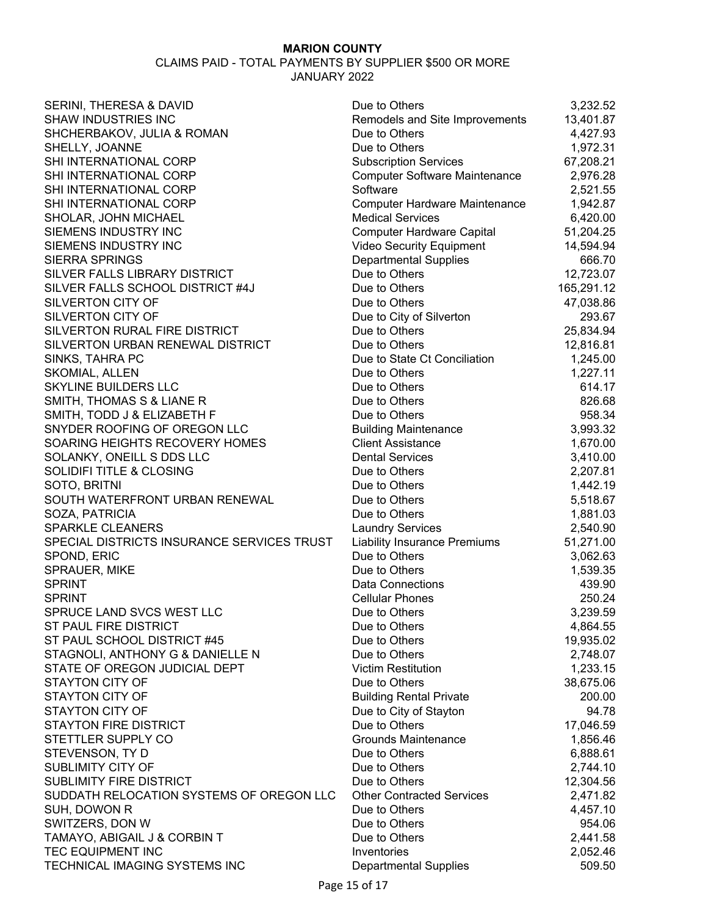**MARION COUNTY**

CLAIMS PAID - TOTAL PAYMENTS BY SUPPLIER $500 OR MORE

JANUARY 2022

| | | |
|---|---|---|
| SERINI, THERESA & DAVID | Due to Others | 3,232.52 |
| SHAW INDUSTRIES INC | Remodels and Site Improvements | 13,401.87 |
| SHCHERBAKOV, JULIA & ROMAN | Due to Others | 4,427.93 |
| SHELLY, JOANNE | Due to Others | 1,972.31 |
| SHI INTERNATIONAL CORP | Subscription Services | 67,208.21 |
| SHI INTERNATIONAL CORP | Computer Software Maintenance | 2,976.28 |
| SHI INTERNATIONAL CORP | Software | 2,521.55 |
| SHI INTERNATIONAL CORP | Computer Hardware Maintenance | 1,942.87 |
| SHOLAR, JOHN MICHAEL | Medical Services | 6,420.00 |
| SIEMENS INDUSTRY INC | Computer Hardware Capital | 51,204.25 |
| SIEMENS INDUSTRY INC | Video Security Equipment | 14,594.94 |
| SIERRA SPRINGS | Departmental Supplies | 666.70 |
| SILVER FALLS LIBRARY DISTRICT | Due to Others | 12,723.07 |
| SILVER FALLS SCHOOL DISTRICT #4J | Due to Others | 165,291.12 |
| SILVERTON CITY OF | Due to Others | 47,038.86 |
| SILVERTON CITY OF | Due to City of Silverton | 293.67 |
| SILVERTON RURAL FIRE DISTRICT | Due to Others | 25,834.94 |
| SILVERTON URBAN RENEWAL DISTRICT | Due to Others | 12,816.81 |
| SINKS, TAHRA PC | Due to State Ct Conciliation | 1,245.00 |
| SKOMIAL, ALLEN | Due to Others | 1,227.11 |
| SKYLINE BUILDERS LLC | Due to Others | 614.17 |
| SMITH, THOMAS S & LIANE R | Due to Others | 826.68 |
| SMITH, TODD J & ELIZABETH F | Due to Others | 958.34 |
| SNYDER ROOFING OF OREGON LLC | Building Maintenance | 3,993.32 |
| SOARING HEIGHTS RECOVERY HOMES | Client Assistance | 1,670.00 |
| SOLANKY, ONEILL S DDS LLC | Dental Services | 3,410.00 |
| SOLIDIFI TITLE & CLOSING | Due to Others | 2,207.81 |
| SOTO, BRITNI | Due to Others | 1,442.19 |
| SOUTH WATERFRONT URBAN RENEWAL | Due to Others | 5,518.67 |
| SOZA, PATRICIA | Due to Others | 1,881.03 |
| SPARKLE CLEANERS | Laundry Services | 2,540.90 |
| SPECIAL DISTRICTS INSURANCE SERVICES TRUST | Liability Insurance Premiums | 51,271.00 |
| SPOND, ERIC | Due to Others | 3,062.63 |
| SPRAUER, MIKE | Due to Others | 1,539.35 |
| SPRINT | Data Connections | 439.90 |
| SPRINT | Cellular Phones | 250.24 |
| SPRUCE LAND SVCS WEST LLC | Due to Others | 3,239.59 |
| ST PAUL FIRE DISTRICT | Due to Others | 4,864.55 |
| ST PAUL SCHOOL DISTRICT #45 | Due to Others | 19,935.02 |
| STAGNOLI, ANTHONY G & DANIELLE N | Due to Others | 2,748.07 |
| STATE OF OREGON JUDICIAL DEPT | Victim Restitution | 1,233.15 |
| STAYTON CITY OF | Due to Others | 38,675.06 |
| STAYTON CITY OF | Building Rental Private | 200.00 |
| STAYTON CITY OF | Due to City of Stayton | 94.78 |
| STAYTON FIRE DISTRICT | Due to Others | 17,046.59 |
| STETTLER SUPPLY CO | Grounds Maintenance | 1,856.46 |
| STEVENSON, TY D | Due to Others | 6,888.61 |
| SUBLIMITY CITY OF | Due to Others | 2,744.10 |
| SUBLIMITY FIRE DISTRICT | Due to Others | 12,304.56 |
| SUDDATH RELOCATION SYSTEMS OF OREGON LLC | Other Contracted Services | 2,471.82 |
| SUH, DOWON R | Due to Others | 4,457.10 |
| SWITZERS, DON W | Due to Others | 954.06 |
| TAMAYO, ABIGAIL J & CORBIN T | Due to Others | 2,441.58 |
| TEC EQUIPMENT INC | Inventories | 2,052.46 |
| TECHNICAL IMAGING SYSTEMS INC | Departmental Supplies | 509.50 |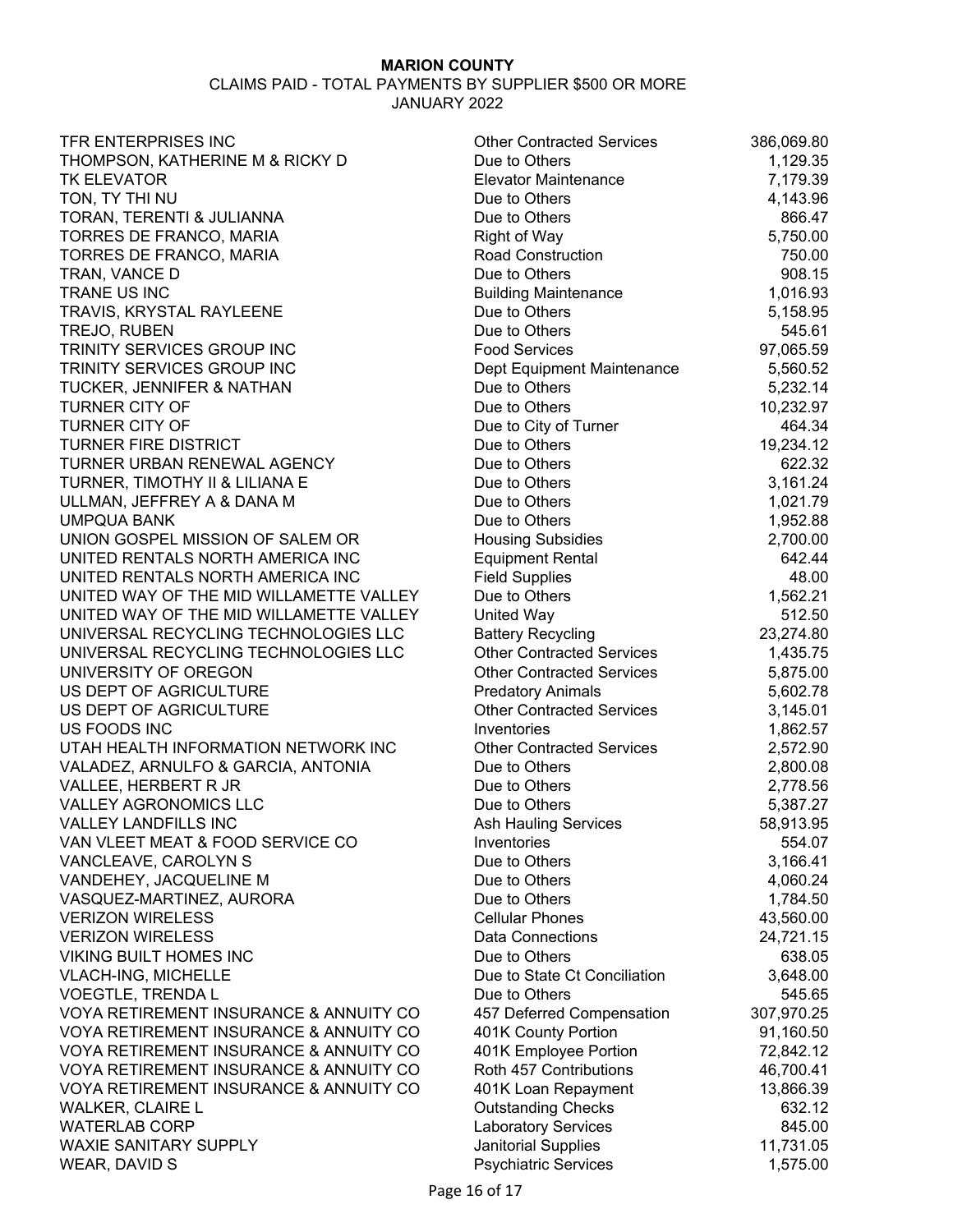**MARION COUNTY**

CLAIMS PAID - TOTAL PAYMENTS BY SUPPLIER $500 OR MORE

JANUARY 2022

| Supplier | Description | Amount |
|---|---|---|
| TFR ENTERPRISES INC | Other Contracted Services | 386,069.80 |
| THOMPSON, KATHERINE M & RICKY D | Due to Others | 1,129.35 |
| TK ELEVATOR | Elevator Maintenance | 7,179.39 |
| TON, TY THI NU | Due to Others | 4,143.96 |
| TORAN, TERENTI & JULIANNA | Due to Others | 866.47 |
| TORRES DE FRANCO, MARIA | Right of Way | 5,750.00 |
| TORRES DE FRANCO, MARIA | Road Construction | 750.00 |
| TRAN, VANCE D | Due to Others | 908.15 |
| TRANE US INC | Building Maintenance | 1,016.93 |
| TRAVIS, KRYSTAL RAYLEENE | Due to Others | 5,158.95 |
| TREJO, RUBEN | Due to Others | 545.61 |
| TRINITY SERVICES GROUP INC | Food Services | 97,065.59 |
| TRINITY SERVICES GROUP INC | Dept Equipment Maintenance | 5,560.52 |
| TUCKER, JENNIFER & NATHAN | Due to Others | 5,232.14 |
| TURNER CITY OF | Due to Others | 10,232.97 |
| TURNER CITY OF | Due to City of Turner | 464.34 |
| TURNER FIRE DISTRICT | Due to Others | 19,234.12 |
| TURNER URBAN RENEWAL AGENCY | Due to Others | 622.32 |
| TURNER, TIMOTHY II & LILIANA E | Due to Others | 3,161.24 |
| ULLMAN, JEFFREY A & DANA M | Due to Others | 1,021.79 |
| UMPQUA BANK | Due to Others | 1,952.88 |
| UNION GOSPEL MISSION OF SALEM OR | Housing Subsidies | 2,700.00 |
| UNITED RENTALS NORTH AMERICA INC | Equipment Rental | 642.44 |
| UNITED RENTALS NORTH AMERICA INC | Field Supplies | 48.00 |
| UNITED WAY OF THE MID WILLAMETTE VALLEY | Due to Others | 1,562.21 |
| UNITED WAY OF THE MID WILLAMETTE VALLEY | United Way | 512.50 |
| UNIVERSAL RECYCLING TECHNOLOGIES LLC | Battery Recycling | 23,274.80 |
| UNIVERSAL RECYCLING TECHNOLOGIES LLC | Other Contracted Services | 1,435.75 |
| UNIVERSITY OF OREGON | Other Contracted Services | 5,875.00 |
| US DEPT OF AGRICULTURE | Predatory Animals | 5,602.78 |
| US DEPT OF AGRICULTURE | Other Contracted Services | 3,145.01 |
| US FOODS INC | Inventories | 1,862.57 |
| UTAH HEALTH INFORMATION NETWORK INC | Other Contracted Services | 2,572.90 |
| VALADEZ, ARNULFO & GARCIA, ANTONIA | Due to Others | 2,800.08 |
| VALLEE, HERBERT R JR | Due to Others | 2,778.56 |
| VALLEY AGRONOMICS LLC | Due to Others | 5,387.27 |
| VALLEY LANDFILLS INC | Ash Hauling Services | 58,913.95 |
| VAN VLEET MEAT & FOOD SERVICE CO | Inventories | 554.07 |
| VANCLEAVE, CAROLYN S | Due to Others | 3,166.41 |
| VANDEHEY, JACQUELINE M | Due to Others | 4,060.24 |
| VASQUEZ-MARTINEZ, AURORA | Due to Others | 1,784.50 |
| VERIZON WIRELESS | Cellular Phones | 43,560.00 |
| VERIZON WIRELESS | Data Connections | 24,721.15 |
| VIKING BUILT HOMES INC | Due to Others | 638.05 |
| VLACH-ING, MICHELLE | Due to State Ct Conciliation | 3,648.00 |
| VOEGTLE, TRENDA L | Due to Others | 545.65 |
| VOYA RETIREMENT INSURANCE & ANNUITY CO | 457 Deferred Compensation | 307,970.25 |
| VOYA RETIREMENT INSURANCE & ANNUITY CO | 401K County Portion | 91,160.50 |
| VOYA RETIREMENT INSURANCE & ANNUITY CO | 401K Employee Portion | 72,842.12 |
| VOYA RETIREMENT INSURANCE & ANNUITY CO | Roth 457 Contributions | 46,700.41 |
| VOYA RETIREMENT INSURANCE & ANNUITY CO | 401K Loan Repayment | 13,866.39 |
| WALKER, CLAIRE L | Outstanding Checks | 632.12 |
| WATERLAB CORP | Laboratory Services | 845.00 |
| WAXIE SANITARY SUPPLY | Janitorial Supplies | 11,731.05 |
| WEAR, DAVID S | Psychiatric Services | 1,575.00 |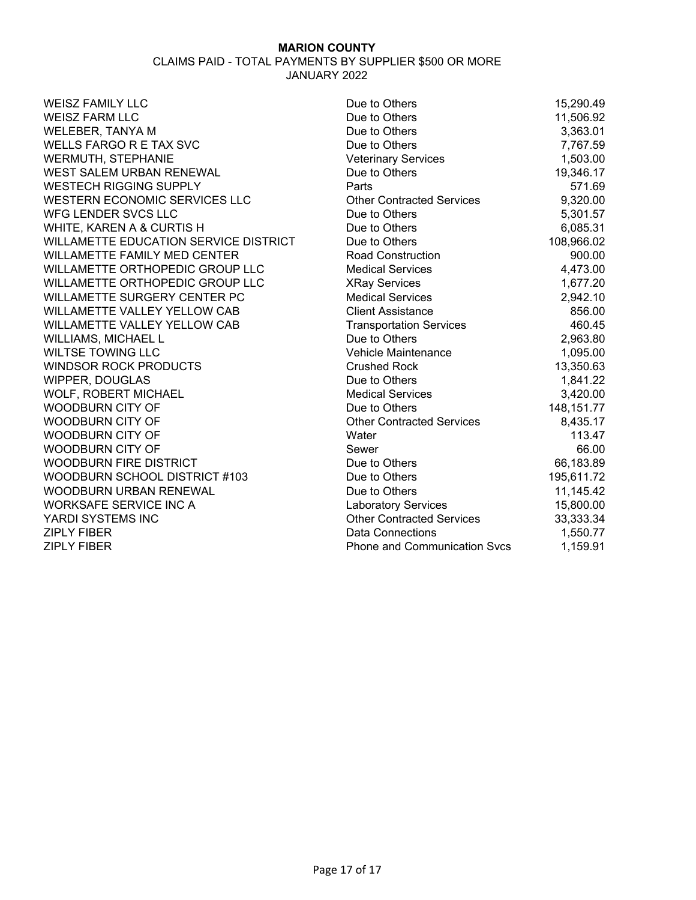**MARION COUNTY**

CLAIMS PAID - TOTAL PAYMENTS BY SUPPLIER $500 OR MORE

JANUARY 2022

| | | |
|---|---|---|
| WEISZ FAMILY LLC | Due to Others | 15,290.49 |
| WEISZ FARM LLC | Due to Others | 11,506.92 |
| WELEBER, TANYA M | Due to Others | 3,363.01 |
| WELLS FARGO R E TAX SVC | Due to Others | 7,767.59 |
| WERMUTH, STEPHANIE | Veterinary Services | 1,503.00 |
| WEST SALEM URBAN RENEWAL | Due to Others | 19,346.17 |
| WESTECH RIGGING SUPPLY | Parts | 571.69 |
| WESTERN ECONOMIC SERVICES LLC | Other Contracted Services | 9,320.00 |
| WFG LENDER SVCS LLC | Due to Others | 5,301.57 |
| WHITE, KAREN A & CURTIS H | Due to Others | 6,085.31 |
| WILLAMETTE EDUCATION SERVICE DISTRICT | Due to Others | 108,966.02 |
| WILLAMETTE FAMILY MED CENTER | Road Construction | 900.00 |
| WILLAMETTE ORTHOPEDIC GROUP LLC | Medical Services | 4,473.00 |
| WILLAMETTE ORTHOPEDIC GROUP LLC | XRay Services | 1,677.20 |
| WILLAMETTE SURGERY CENTER PC | Medical Services | 2,942.10 |
| WILLAMETTE VALLEY YELLOW CAB | Client Assistance | 856.00 |
| WILLAMETTE VALLEY YELLOW CAB | Transportation Services | 460.45 |
| WILLIAMS, MICHAEL L | Due to Others | 2,963.80 |
| WILTSE TOWING LLC | Vehicle Maintenance | 1,095.00 |
| WINDSOR ROCK PRODUCTS | Crushed Rock | 13,350.63 |
| WIPPER, DOUGLAS | Due to Others | 1,841.22 |
| WOLF, ROBERT MICHAEL | Medical Services | 3,420.00 |
| WOODBURN CITY OF | Due to Others | 148,151.77 |
| WOODBURN CITY OF | Other Contracted Services | 8,435.17 |
| WOODBURN CITY OF | Water | 113.47 |
| WOODBURN CITY OF | Sewer | 66.00 |
| WOODBURN FIRE DISTRICT | Due to Others | 66,183.89 |
| WOODBURN SCHOOL DISTRICT #103 | Due to Others | 195,611.72 |
| WOODBURN URBAN RENEWAL | Due to Others | 11,145.42 |
| WORKSAFE SERVICE INC A | Laboratory Services | 15,800.00 |
| YARDI SYSTEMS INC | Other Contracted Services | 33,333.34 |
| ZIPLY FIBER | Data Connections | 1,550.77 |
| ZIPLY FIBER | Phone and Communication Svcs | 1,159.91 |